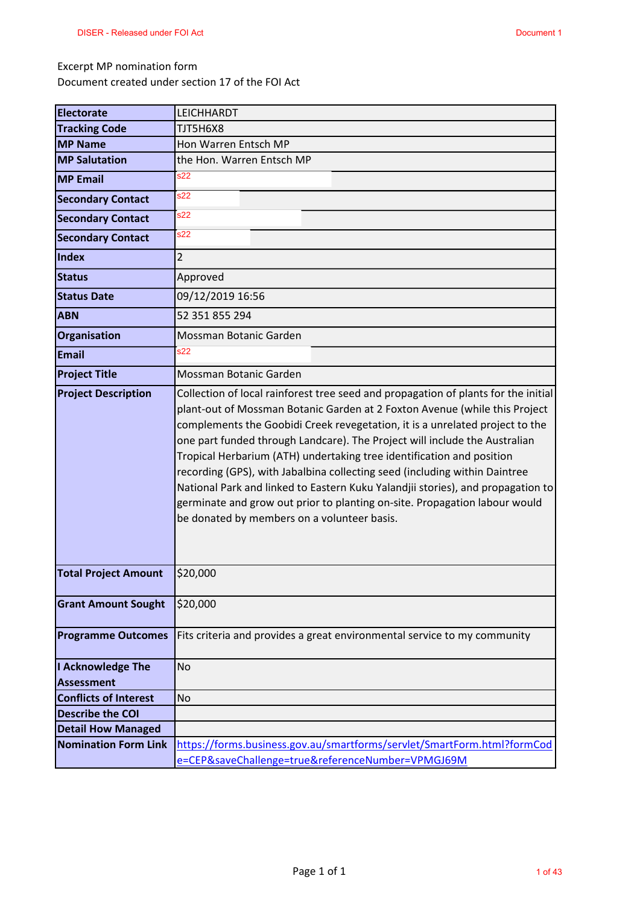Excerpt MP nomination form
Document created under section 17 of the FOI Act

| | |
|---|---|
| **Electorate** | LEICHHARDT |
| **Tracking Code** | TJT5H6X8 |
| **MP Name** | Hon Warren Entsch MP |
| **MP Salutation** | the Hon. Warren Entsch MP |
| **MP Email** | s22 |
| **Secondary Contact** | s22 |
| **Secondary Contact** | s22 |
| **Secondary Contact** | s22 |
| **Index** | 2 |
| **Status** | Approved |
| **Status Date** | 09/12/2019 16:56 |
| **ABN** | 52 351 855 294 |
| **Organisation** | Mossman Botanic Garden |
| **Email** | s22 |
| **Project Title** | Mossman Botanic Garden |
| **Project Description** | Collection of local rainforest tree seed and propagation of plants for the initial plant-out of Mossman Botanic Garden at 2 Foxton Avenue (while this Project complements the Goobidi Creek revegetation, it is a unrelated project to the one part funded through Landcare). The Project will include the Australian Tropical Herbarium (ATH) undertaking tree identification and position recording (GPS), with Jabalbina collecting seed (including within Daintree National Park and linked to Eastern Kuku Yalandjii stories), and propagation to germinate and grow out prior to planting on-site. Propagation labour would be donated by members on a volunteer basis. |
| **Total Project Amount** | $20,000 |
| **Grant Amount Sought** | $20,000 |
| **Programme Outcomes** | Fits criteria and provides a great environmental service to my community |
| **I Acknowledge The Assessment** | No |
| **Conflicts of Interest** | No |
| **Describe the COI** | |
| **Detail How Managed** | |
| **Nomination Form Link** | https://forms.business.gov.au/smartforms/servlet/SmartForm.html?formCode=CEP&saveChallenge=true&referenceNumber=VPMGJ69M |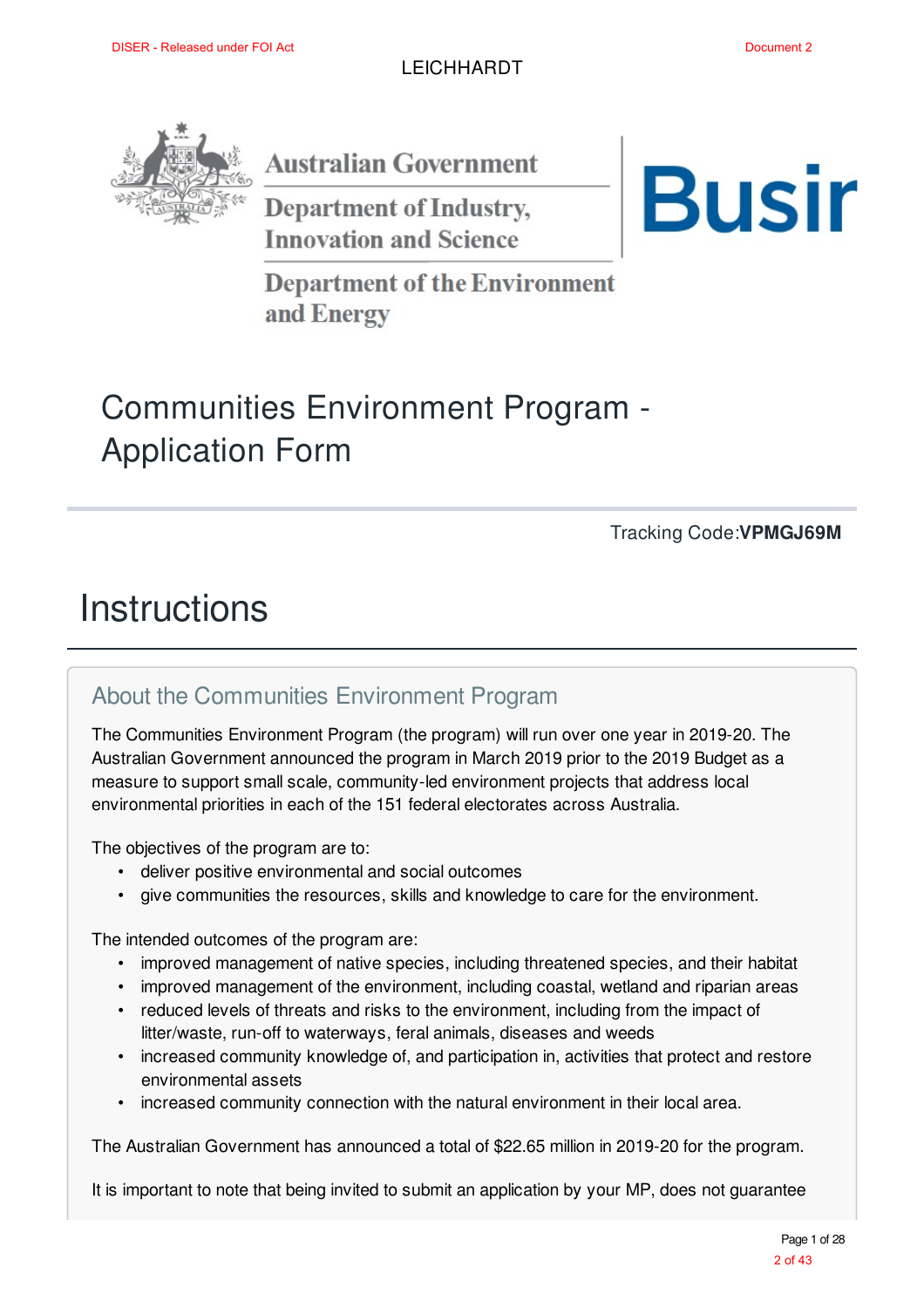LEICHHARDT

Australian Government
Department of Industry, Innovation and Science
Department of the Environment and Energy

# Communities Environment Program - Application Form

Tracking Code:**VPMGJ69M**

# Instructions

## About the Communities Environment Program

The Communities Environment Program (the program) will run over one year in 2019-20. The Australian Government announced the program in March 2019 prior to the 2019 Budget as a measure to support small scale, community-led environment projects that address local environmental priorities in each of the 151 federal electorates across Australia.

The objectives of the program are to:

- deliver positive environmental and social outcomes
- give communities the resources, skills and knowledge to care for the environment.

The intended outcomes of the program are:

- improved management of native species, including threatened species, and their habitat
- improved management of the environment, including coastal, wetland and riparian areas
- reduced levels of threats and risks to the environment, including from the impact of litter/waste, run-off to waterways, feral animals, diseases and weeds
- increased community knowledge of, and participation in, activities that protect and restore environmental assets
- increased community connection with the natural environment in their local area.

The Australian Government has announced a total of $22.65 million in 2019-20 for the program.

It is important to note that being invited to submit an application by your MP, does not guarantee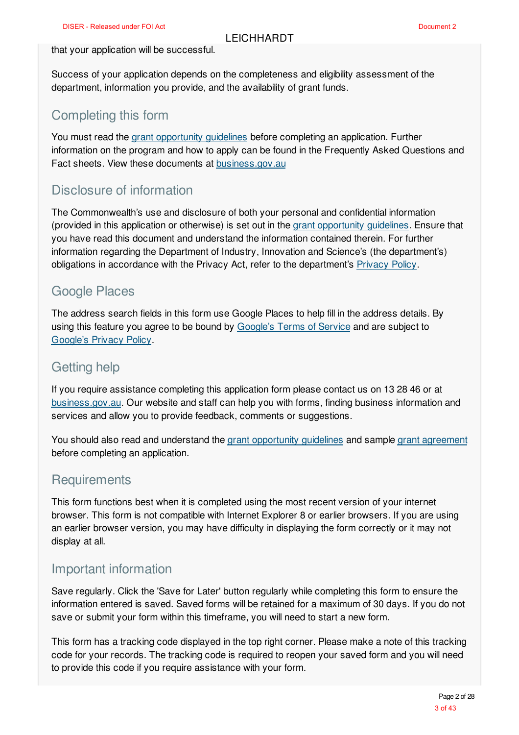that your application will be successful.

Success of your application depends on the completeness and eligibility assessment of the department, information you provide, and the availability of grant funds.

## Completing this form

You must read the grant opportunity guidelines before completing an application. Further information on the program and how to apply can be found in the Frequently Asked Questions and Fact sheets. View these documents at business.gov.au

## Disclosure of information

The Commonwealth's use and disclosure of both your personal and confidential information (provided in this application or otherwise) is set out in the grant opportunity guidelines. Ensure that you have read this document and understand the information contained therein. For further information regarding the Department of Industry, Innovation and Science's (the department's) obligations in accordance with the Privacy Act, refer to the department's Privacy Policy.

## Google Places

The address search fields in this form use Google Places to help fill in the address details. By using this feature you agree to be bound by Google's Terms of Service and are subject to Google's Privacy Policy.

## Getting help

If you require assistance completing this application form please contact us on 13 28 46 or at business.gov.au. Our website and staff can help you with forms, finding business information and services and allow you to provide feedback, comments or suggestions.

You should also read and understand the grant opportunity guidelines and sample grant agreement before completing an application.

## Requirements

This form functions best when it is completed using the most recent version of your internet browser. This form is not compatible with Internet Explorer 8 or earlier browsers. If you are using an earlier browser version, you may have difficulty in displaying the form correctly or it may not display at all.

## Important information

Save regularly. Click the 'Save for Later' button regularly while completing this form to ensure the information entered is saved. Saved forms will be retained for a maximum of 30 days. If you do not save or submit your form within this timeframe, you will need to start a new form.

This form has a tracking code displayed in the top right corner. Please make a note of this tracking code for your records. The tracking code is required to reopen your saved form and you will need to provide this code if you require assistance with your form.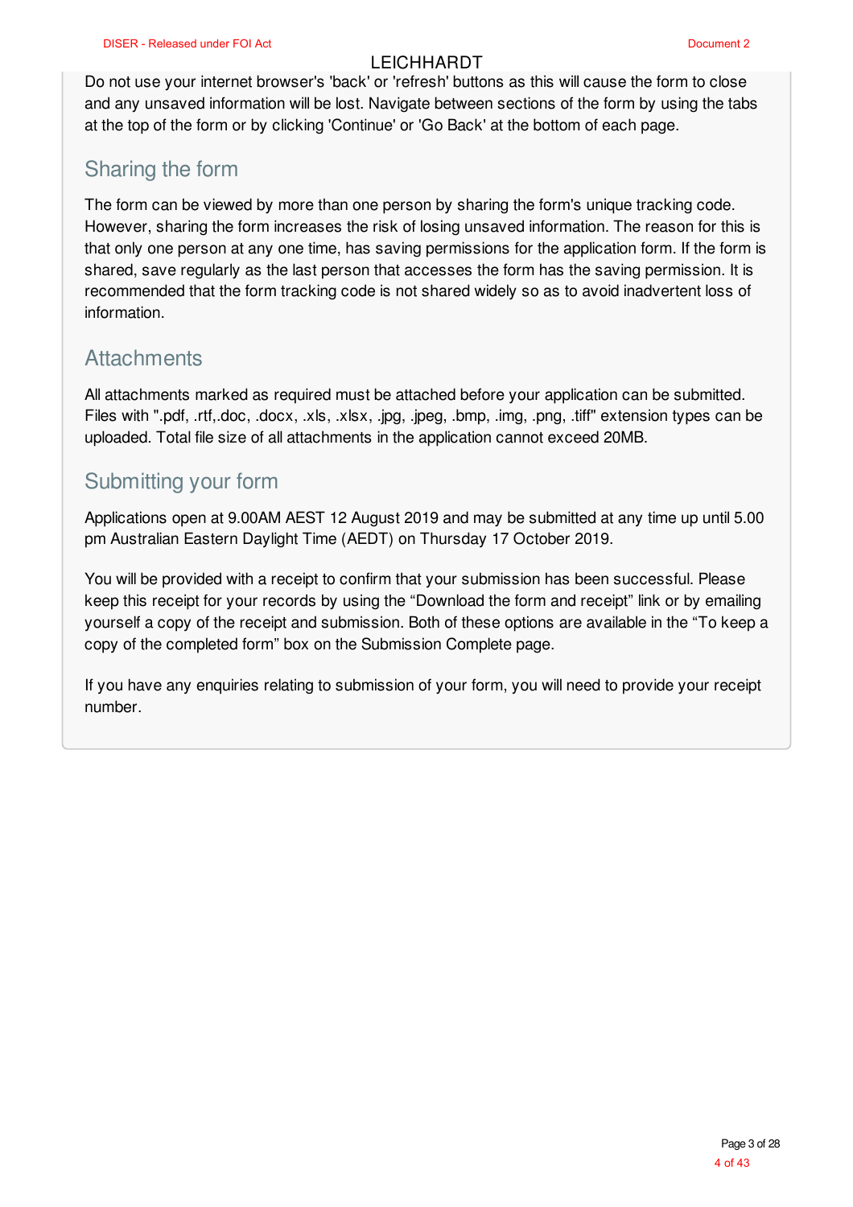Do not use your internet browser's 'back' or 'refresh' buttons as this will cause the form to close and any unsaved information will be lost. Navigate between sections of the form by using the tabs at the top of the form or by clicking 'Continue' or 'Go Back' at the bottom of each page.

## Sharing the form

The form can be viewed by more than one person by sharing the form's unique tracking code. However, sharing the form increases the risk of losing unsaved information. The reason for this is that only one person at any one time, has saving permissions for the application form. If the form is shared, save regularly as the last person that accesses the form has the saving permission. It is recommended that the form tracking code is not shared widely so as to avoid inadvertent loss of information.

## Attachments

All attachments marked as required must be attached before your application can be submitted. Files with ".pdf, .rtf,.doc, .docx, .xls, .xlsx, .jpg, .jpeg, .bmp, .img, .png, .tiff" extension types can be uploaded. Total file size of all attachments in the application cannot exceed 20MB.

## Submitting your form

Applications open at 9.00AM AEST 12 August 2019 and may be submitted at any time up until 5.00 pm Australian Eastern Daylight Time (AEDT) on Thursday 17 October 2019.

You will be provided with a receipt to confirm that your submission has been successful. Please keep this receipt for your records by using the “Download the form and receipt” link or by emailing yourself a copy of the receipt and submission. Both of these options are available in the “To keep a copy of the completed form” box on the Submission Complete page.

If you have any enquiries relating to submission of your form, you will need to provide your receipt number.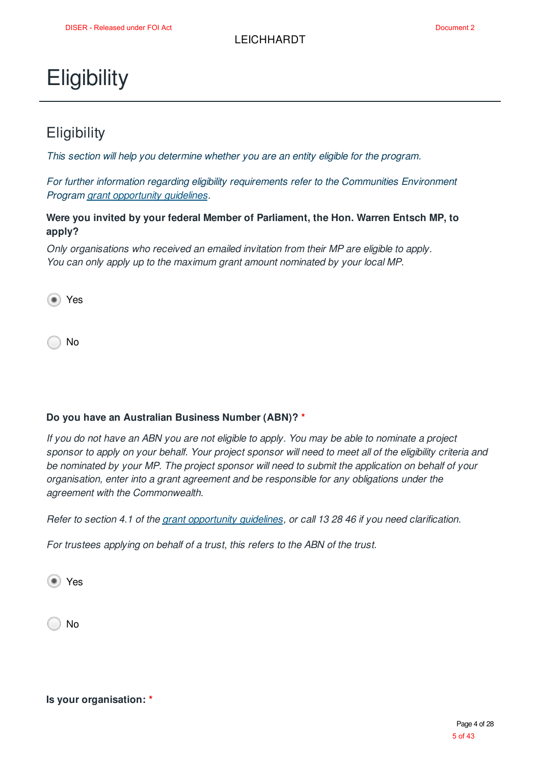# Eligibility

## Eligibility

*This section will help you determine whether you are an entity eligible for the program.*

*For further information regarding eligibility requirements refer to the Communities Environment Program grant opportunity guidelines.*

**Were you invited by your federal Member of Parliament, the Hon. Warren Entsch MP, to apply?**

*Only organisations who received an emailed invitation from their MP are eligible to apply. You can only apply up to the maximum grant amount nominated by your local MP.*

- (•) Yes
- ( ) No

**Do you have an Australian Business Number (ABN)?** *

*If you do not have an ABN you are not eligible to apply. You may be able to nominate a project sponsor to apply on your behalf. Your project sponsor will need to meet all of the eligibility criteria and be nominated by your MP. The project sponsor will need to submit the application on behalf of your organisation, enter into a grant agreement and be responsible for any obligations under the agreement with the Commonwealth.*

*Refer to section 4.1 of the grant opportunity guidelines, or call 13 28 46 if you need clarification.*

*For trustees applying on behalf of a trust, this refers to the ABN of the trust.*

- (•) Yes
- ( ) No

**Is your organisation:** *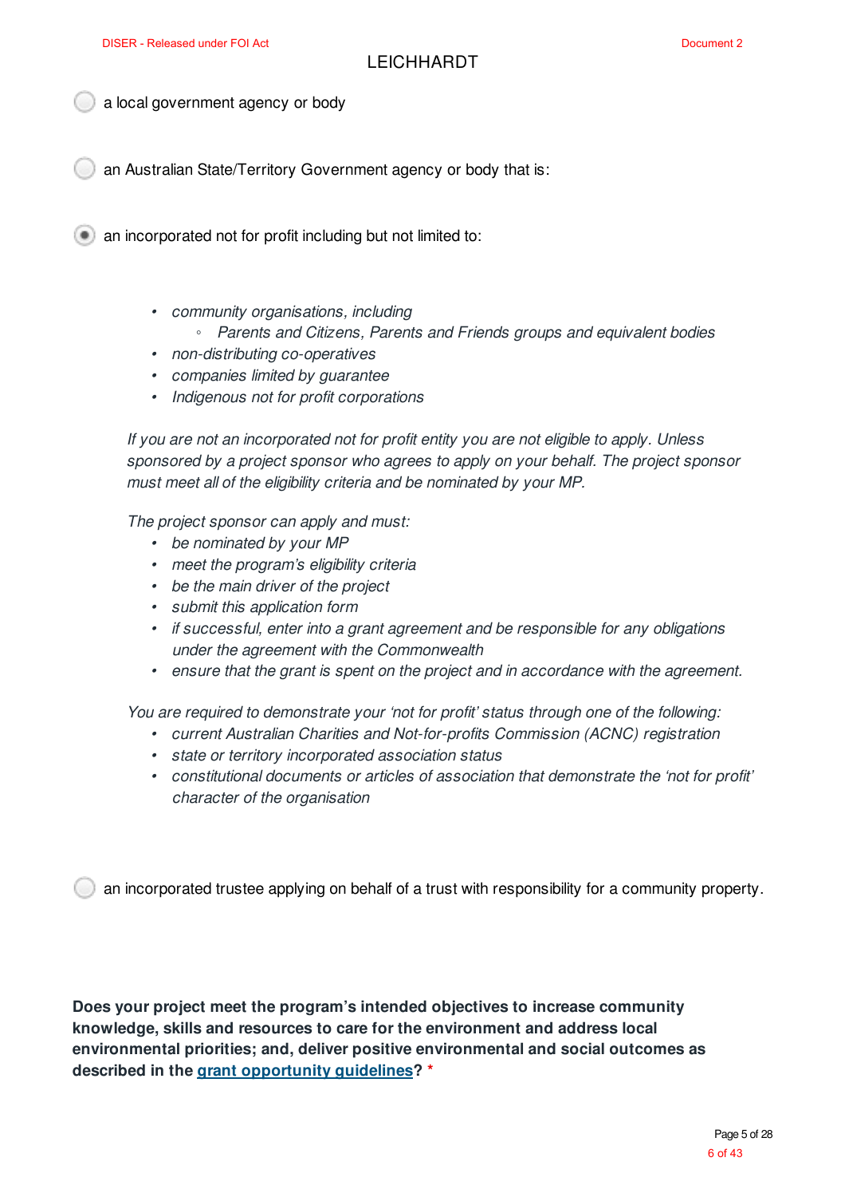LEICHHARDT

- ○ a local government agency or body
- ○ an Australian State/Territory Government agency or body that is:
- ◉ an incorporated not for profit including but not limited to:

    - *community organisations, including*
        - *Parents and Citizens, Parents and Friends groups and equivalent bodies*
    - *non-distributing co-operatives*
    - *companies limited by guarantee*
    - *Indigenous not for profit corporations*

    *If you are not an incorporated not for profit entity you are not eligible to apply. Unless sponsored by a project sponsor who agrees to apply on your behalf. The project sponsor must meet all of the eligibility criteria and be nominated by your MP.*

    *The project sponsor can apply and must:*

    - *be nominated by your MP*
    - *meet the program's eligibility criteria*
    - *be the main driver of the project*
    - *submit this application form*
    - *if successful, enter into a grant agreement and be responsible for any obligations under the agreement with the Commonwealth*
    - *ensure that the grant is spent on the project and in accordance with the agreement.*

    *You are required to demonstrate your 'not for profit' status through one of the following:*

    - *current Australian Charities and Not-for-profits Commission (ACNC) registration*
    - *state or territory incorporated association status*
    - *constitutional documents or articles of association that demonstrate the 'not for profit' character of the organisation*

- ○ an incorporated trustee applying on behalf of a trust with responsibility for a community property.

**Does your project meet the program's intended objectives to increase community knowledge, skills and resources to care for the environment and address local environmental priorities; and, deliver positive environmental and social outcomes as described in the grant opportunity guidelines? \***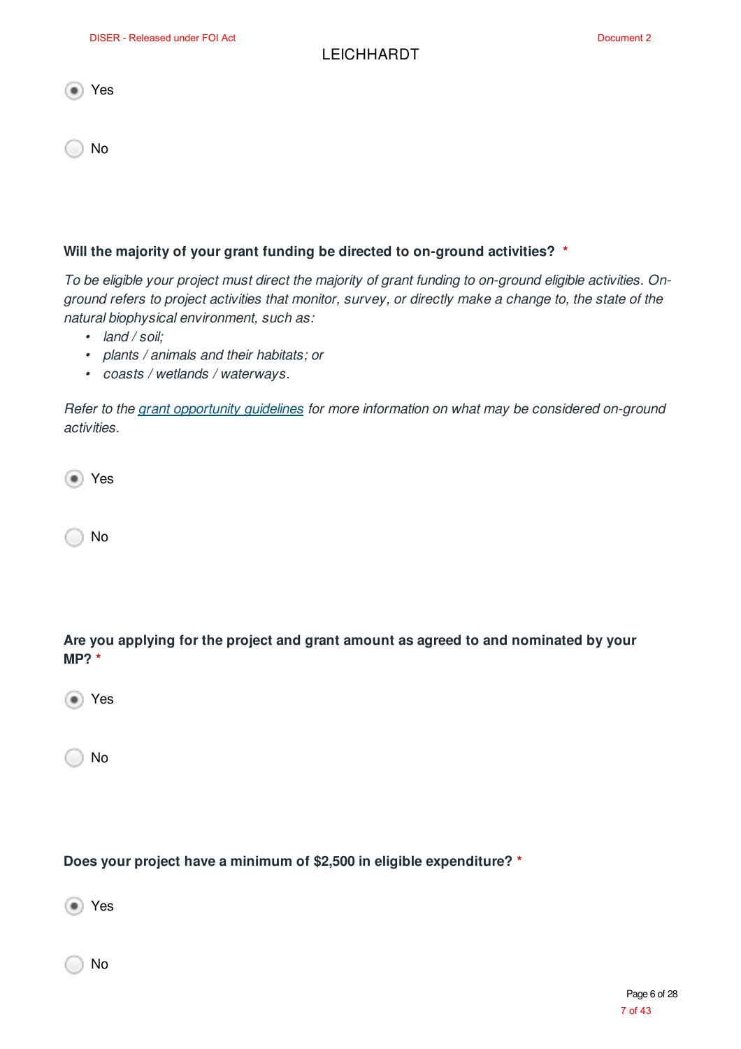LEICHHARDT

- (•) Yes
- ( ) No

**Will the majority of your grant funding be directed to on-ground activities?** *

*To be eligible your project must direct the majority of grant funding to on-ground eligible activities. On-ground refers to project activities that monitor, survey, or directly make a change to, the state of the natural biophysical environment, such as:*

- *land / soil;*
- *plants / animals and their habitats; or*
- *coasts / wetlands / waterways.*

*Refer to the grant opportunity guidelines for more information on what may be considered on-ground activities.*

- (•) Yes
- ( ) No

**Are you applying for the project and grant amount as agreed to and nominated by your MP?** *

- (•) Yes
- ( ) No

**Does your project have a minimum of $2,500 in eligible expenditure?** *

- (•) Yes
- ( ) No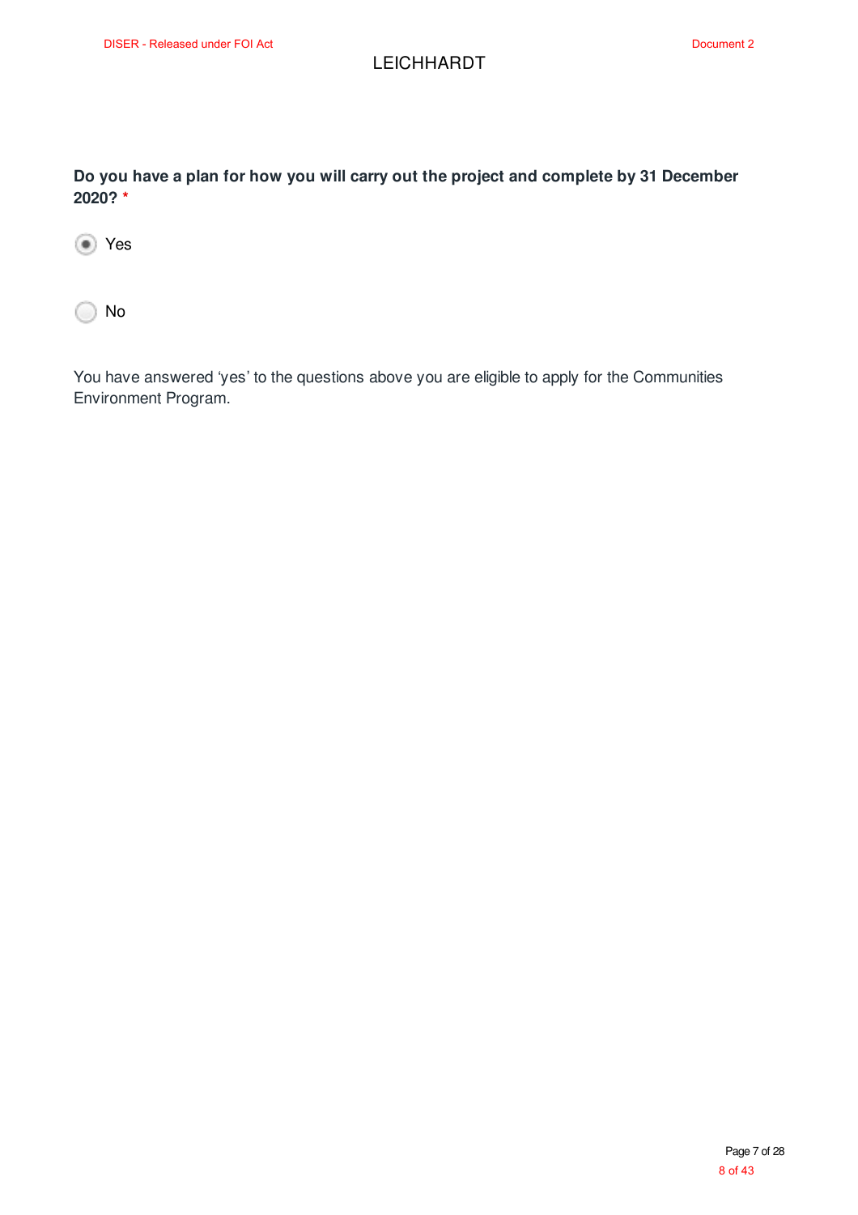LEICHHARDT

**Do you have a plan for how you will carry out the project and complete by 31 December 2020? ***

(•) Yes

( ) No

You have answered 'yes' to the questions above you are eligible to apply for the Communities Environment Program.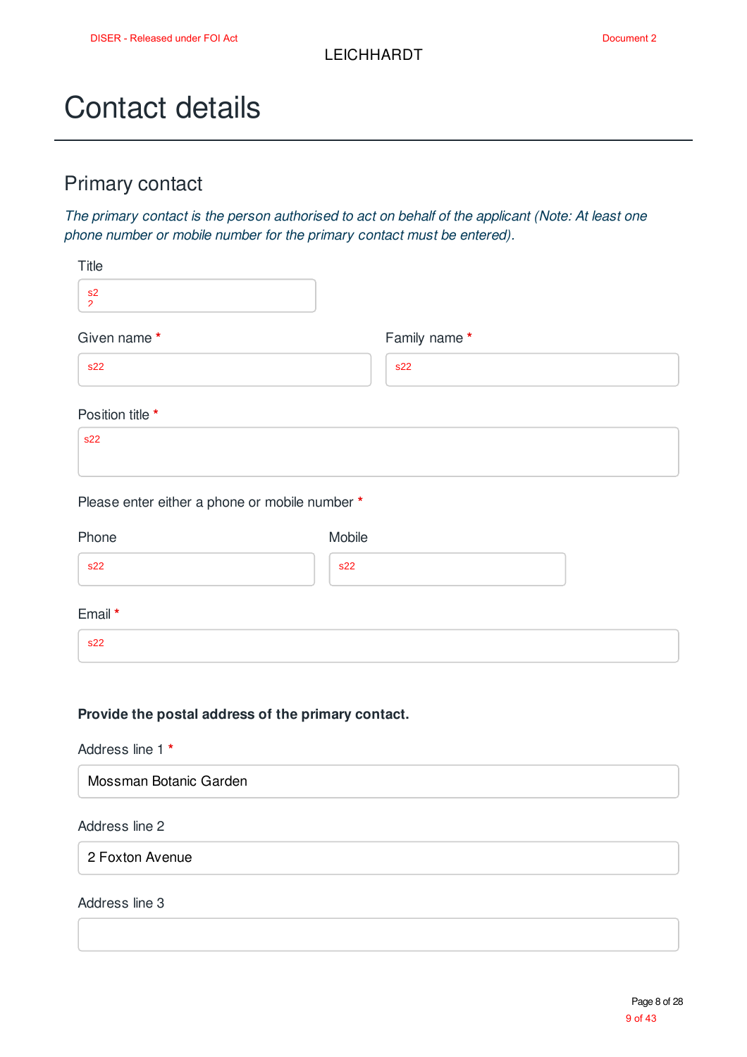# Contact details

## Primary contact

*The primary contact is the person authorised to act on behalf of the applicant (Note: At least one phone number or mobile number for the primary contact must be entered).*

Title

s22

Given name *

s22

Family name *

s22

Position title *

s22

Please enter either a phone or mobile number *

Phone

s22

Mobile

s22

Email *

s22

**Provide the postal address of the primary contact.**

Address line 1 *

Mossman Botanic Garden

Address line 2

2 Foxton Avenue

Address line 3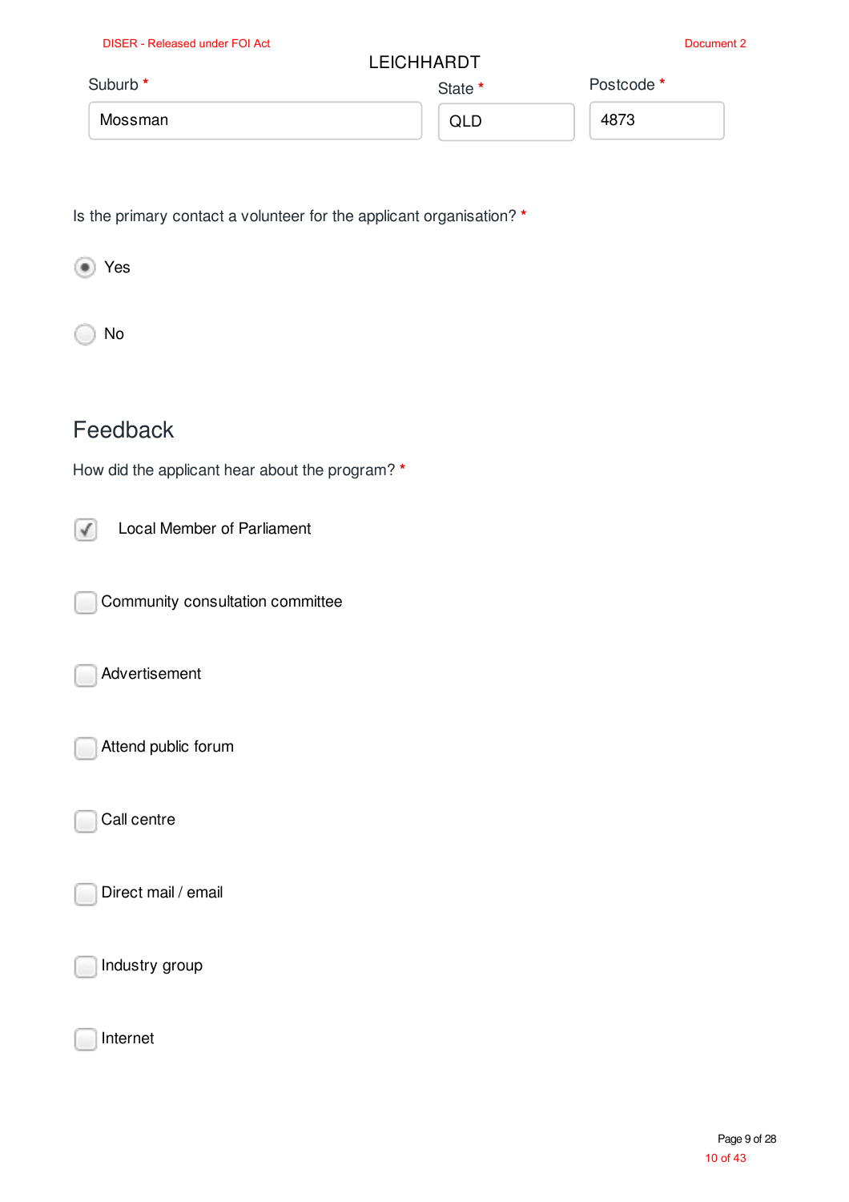LEICHHARDT

Suburb *

Mossman

State *

QLD

Postcode *

4873

Is the primary contact a volunteer for the applicant organisation? *

- (•) Yes
- ( ) No

## Feedback

How did the applicant hear about the program? *

- [x] Local Member of Parliament
- [ ] Community consultation committee
- [ ] Advertisement
- [ ] Attend public forum
- [ ] Call centre
- [ ] Direct mail / email
- [ ] Industry group
- [ ] Internet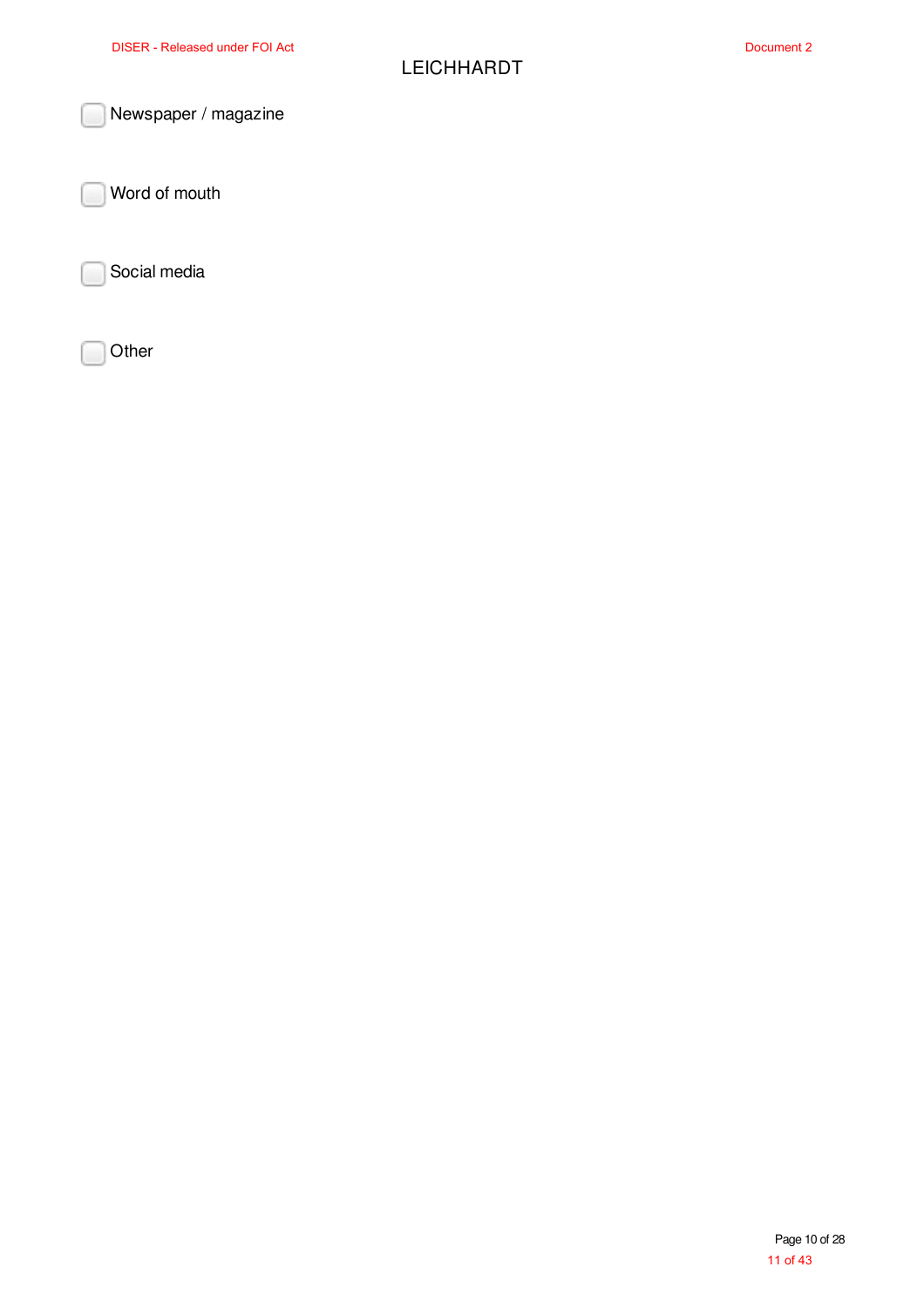LEICHHARDT

- [ ] Newspaper / magazine

- [ ] Word of mouth

- [ ] Social media

- [ ] Other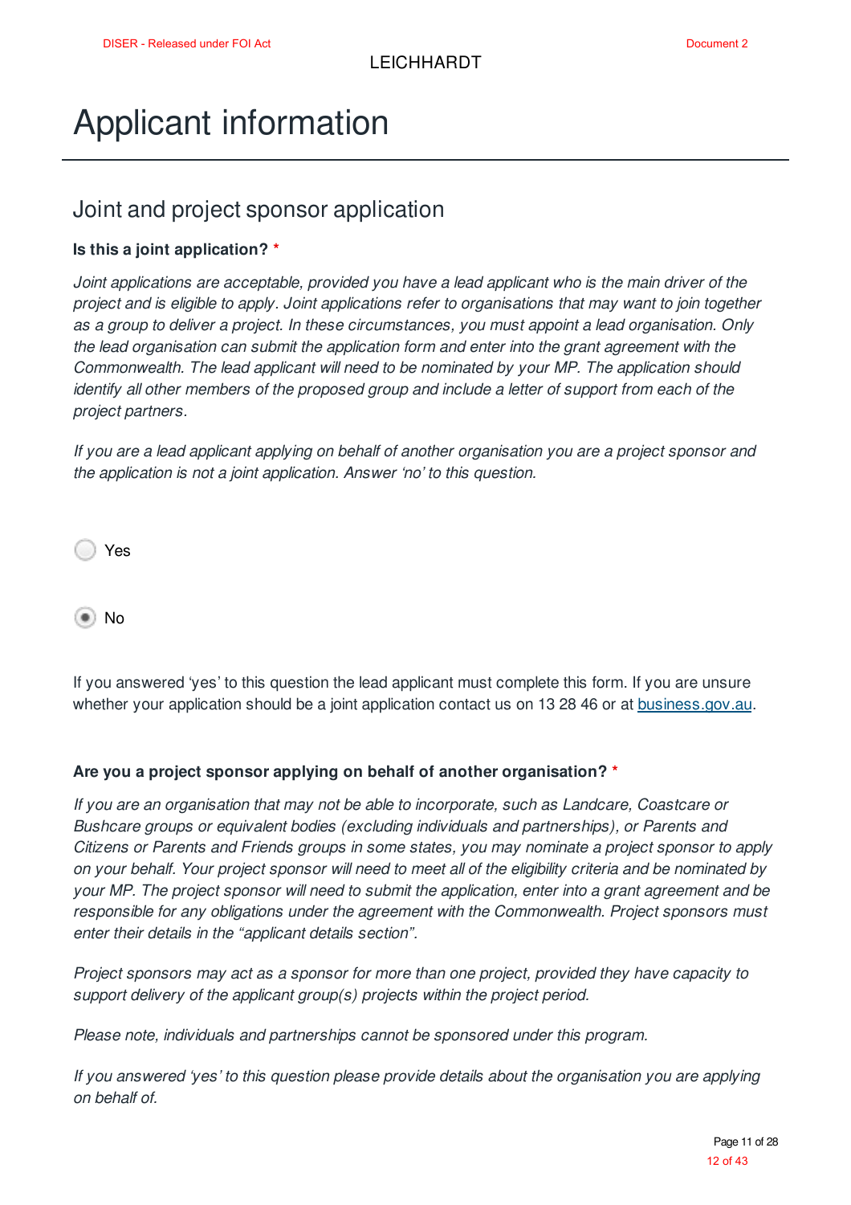# Applicant information

## Joint and project sponsor application

**Is this a joint application? ***

*Joint applications are acceptable, provided you have a lead applicant who is the main driver of the project and is eligible to apply. Joint applications refer to organisations that may want to join together as a group to deliver a project. In these circumstances, you must appoint a lead organisation. Only the lead organisation can submit the application form and enter into the grant agreement with the Commonwealth. The lead applicant will need to be nominated by your MP. The application should identify all other members of the proposed group and include a letter of support from each of the project partners.*

*If you are a lead applicant applying on behalf of another organisation you are a project sponsor and the application is not a joint application. Answer 'no' to this question.*

- ○ Yes
- ◉ No

If you answered 'yes' to this question the lead applicant must complete this form. If you are unsure whether your application should be a joint application contact us on 13 28 46 or at business.gov.au.

**Are you a project sponsor applying on behalf of another organisation? ***

*If you are an organisation that may not be able to incorporate, such as Landcare, Coastcare or Bushcare groups or equivalent bodies (excluding individuals and partnerships), or Parents and Citizens or Parents and Friends groups in some states, you may nominate a project sponsor to apply on your behalf. Your project sponsor will need to meet all of the eligibility criteria and be nominated by your MP. The project sponsor will need to submit the application, enter into a grant agreement and be responsible for any obligations under the agreement with the Commonwealth. Project sponsors must enter their details in the "applicant details section".*

*Project sponsors may act as a sponsor for more than one project, provided they have capacity to support delivery of the applicant group(s) projects within the project period.*

*Please note, individuals and partnerships cannot be sponsored under this program.*

*If you answered 'yes' to this question please provide details about the organisation you are applying on behalf of.*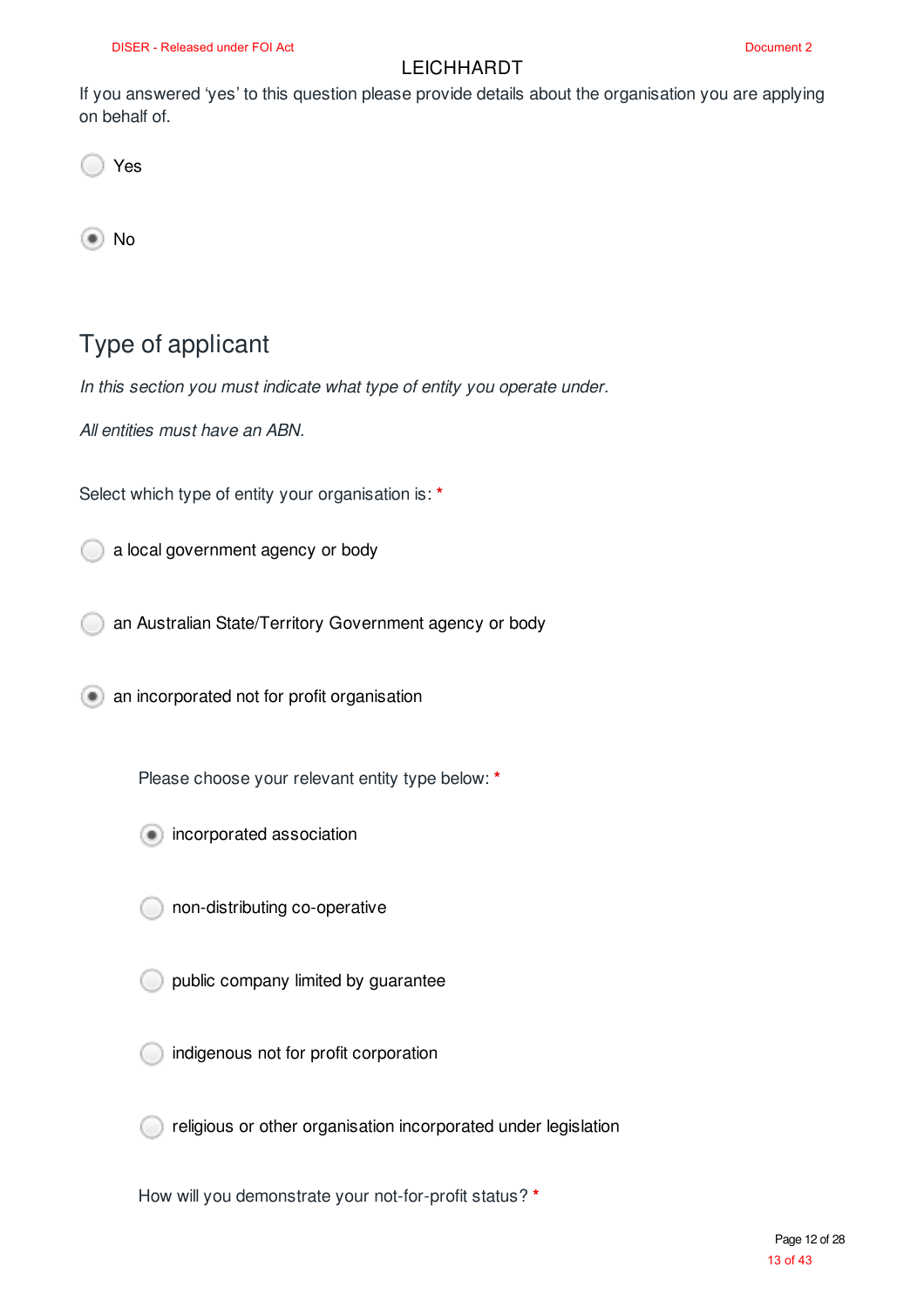If you answered 'yes' to this question please provide details about the organisation you are applying on behalf of.

- ○ Yes
- ● No

## Type of applicant

*In this section you must indicate what type of entity you operate under.*

*All entities must have an ABN.*

Select which type of entity your organisation is: *

- ○ a local government agency or body
- ○ an Australian State/Territory Government agency or body
- ● an incorporated not for profit organisation

  Please choose your relevant entity type below: *

  - ● incorporated association
  - ○ non-distributing co-operative
  - ○ public company limited by guarantee
  - ○ indigenous not for profit corporation
  - ○ religious or other organisation incorporated under legislation

  How will you demonstrate your not-for-profit status? *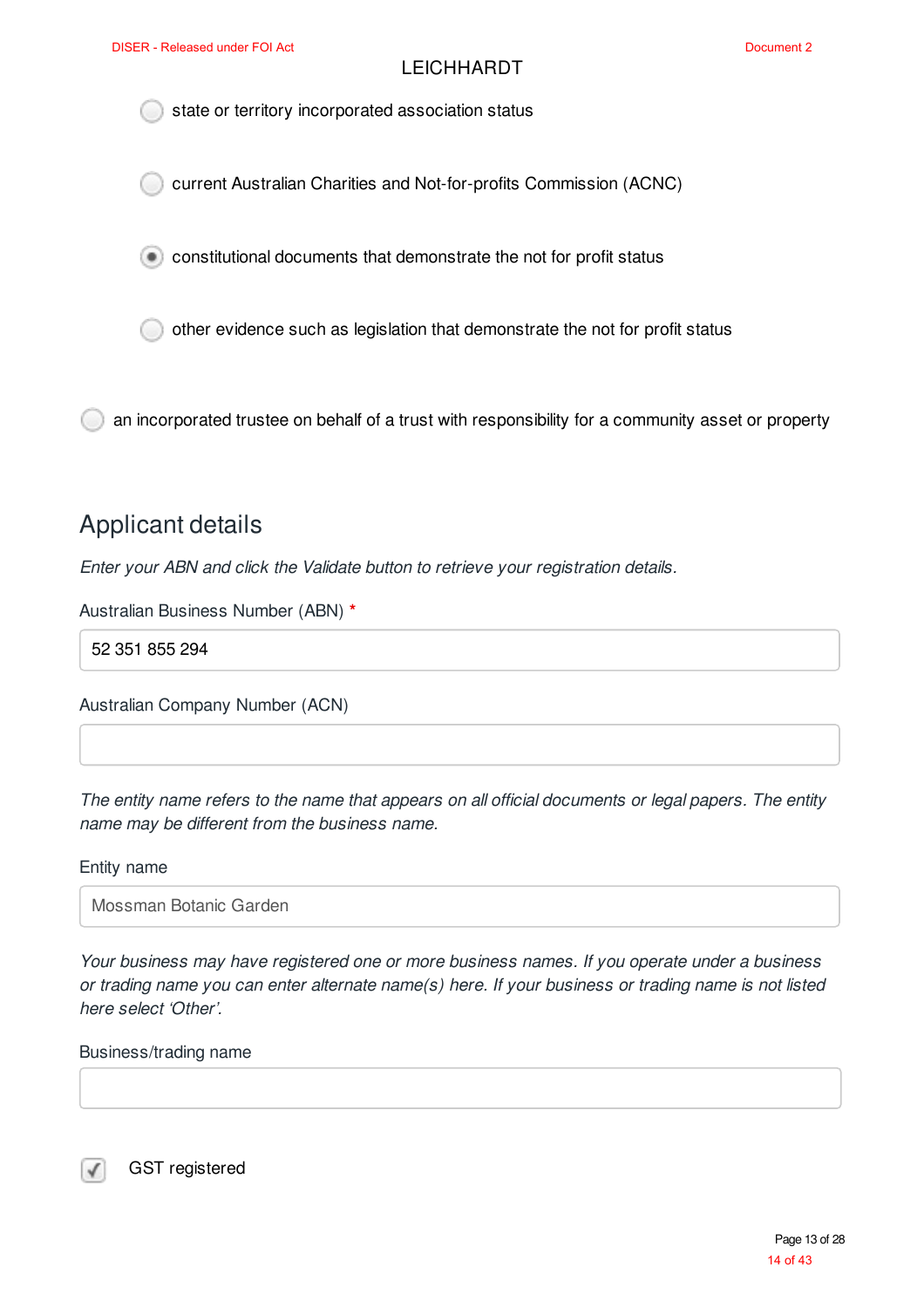LEICHHARDT

- ( ) state or territory incorporated association status
- ( ) current Australian Charities and Not-for-profits Commission (ACNC)
- (•) constitutional documents that demonstrate the not for profit status
- ( ) other evidence such as legislation that demonstrate the not for profit status

( ) an incorporated trustee on behalf of a trust with responsibility for a community asset or property

## Applicant details

*Enter your ABN and click the Validate button to retrieve your registration details.*

Australian Business Number (ABN) *

52 351 855 294

Australian Company Number (ACN)

*The entity name refers to the name that appears on all official documents or legal papers. The entity name may be different from the business name.*

Entity name

Mossman Botanic Garden

*Your business may have registered one or more business names. If you operate under a business or trading name you can enter alternate name(s) here. If your business or trading name is not listed here select 'Other'.*

Business/trading name

[✓] GST registered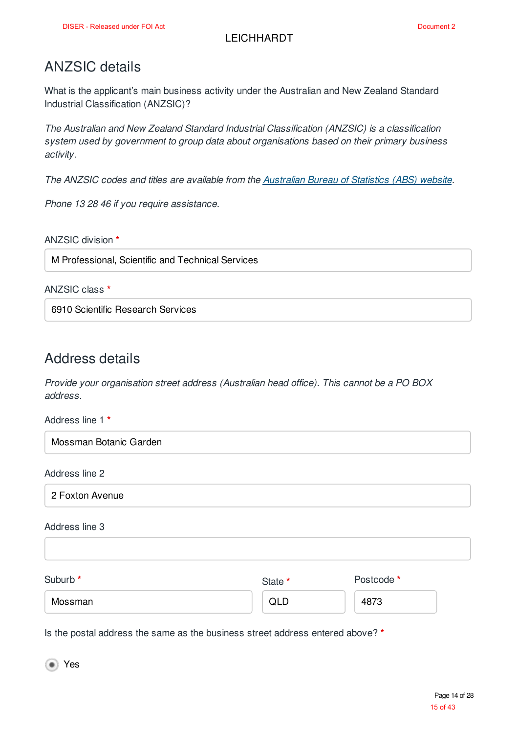## ANZSIC details

What is the applicant's main business activity under the Australian and New Zealand Standard Industrial Classification (ANZSIC)?

*The Australian and New Zealand Standard Industrial Classification (ANZSIC) is a classification system used by government to group data about organisations based on their primary business activity.*

*The ANZSIC codes and titles are available from the [Australian Bureau of Statistics (ABS) website](#).*

*Phone 13 28 46 if you require assistance.*

ANZSIC division *

M Professional, Scientific and Technical Services

ANZSIC class *

6910 Scientific Research Services

## Address details

*Provide your organisation street address (Australian head office). This cannot be a PO BOX address.*

Address line 1 *

Mossman Botanic Garden

Address line 2

2 Foxton Avenue

Address line 3

Suburb *

Mossman

State *

QLD

Postcode *

4873

Is the postal address the same as the business street address entered above? *

(•) Yes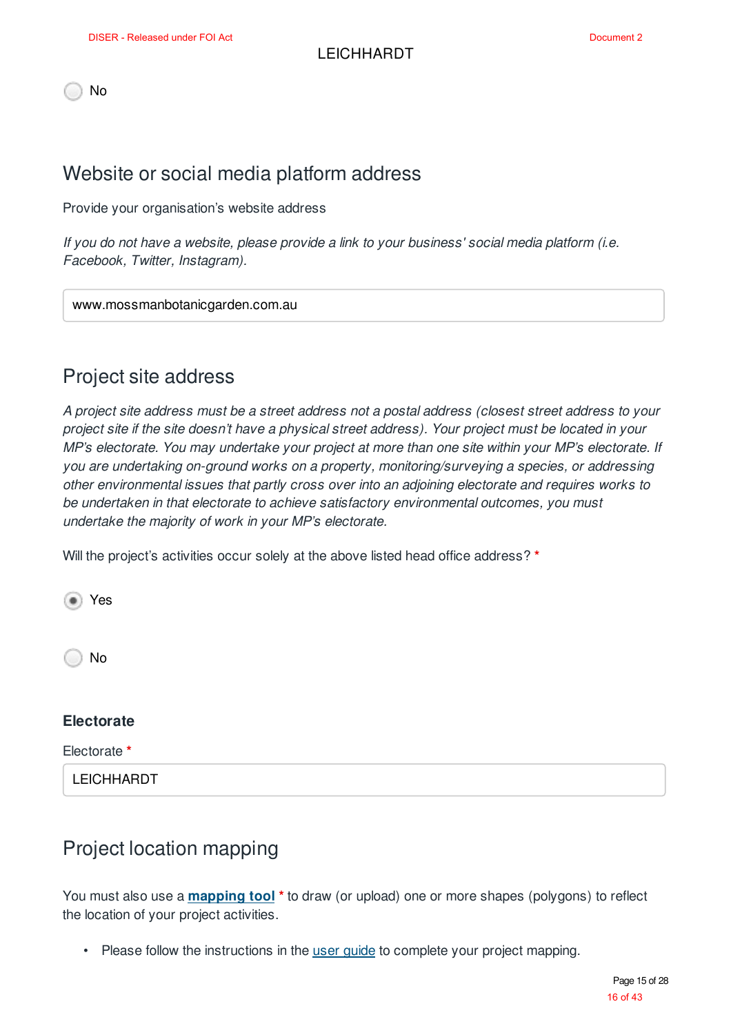○ No

## Website or social media platform address

Provide your organisation's website address

*If you do not have a website, please provide a link to your business' social media platform (i.e. Facebook, Twitter, Instagram).*

www.mossmanbotanicgarden.com.au

## Project site address

*A project site address must be a street address not a postal address (closest street address to your project site if the site doesn't have a physical street address). Your project must be located in your MP's electorate. You may undertake your project at more than one site within your MP's electorate. If you are undertaking on-ground works on a property, monitoring/surveying a species, or addressing other environmental issues that partly cross over into an adjoining electorate and requires works to be undertaken in that electorate to achieve satisfactory environmental outcomes, you must undertake the majority of work in your MP's electorate.*

Will the project's activities occur solely at the above listed head office address? *

◉ Yes

○ No

### Electorate

Electorate *

LEICHHARDT

## Project location mapping

You must also use a **mapping tool** * to draw (or upload) one or more shapes (polygons) to reflect the location of your project activities.

- Please follow the instructions in the user guide to complete your project mapping.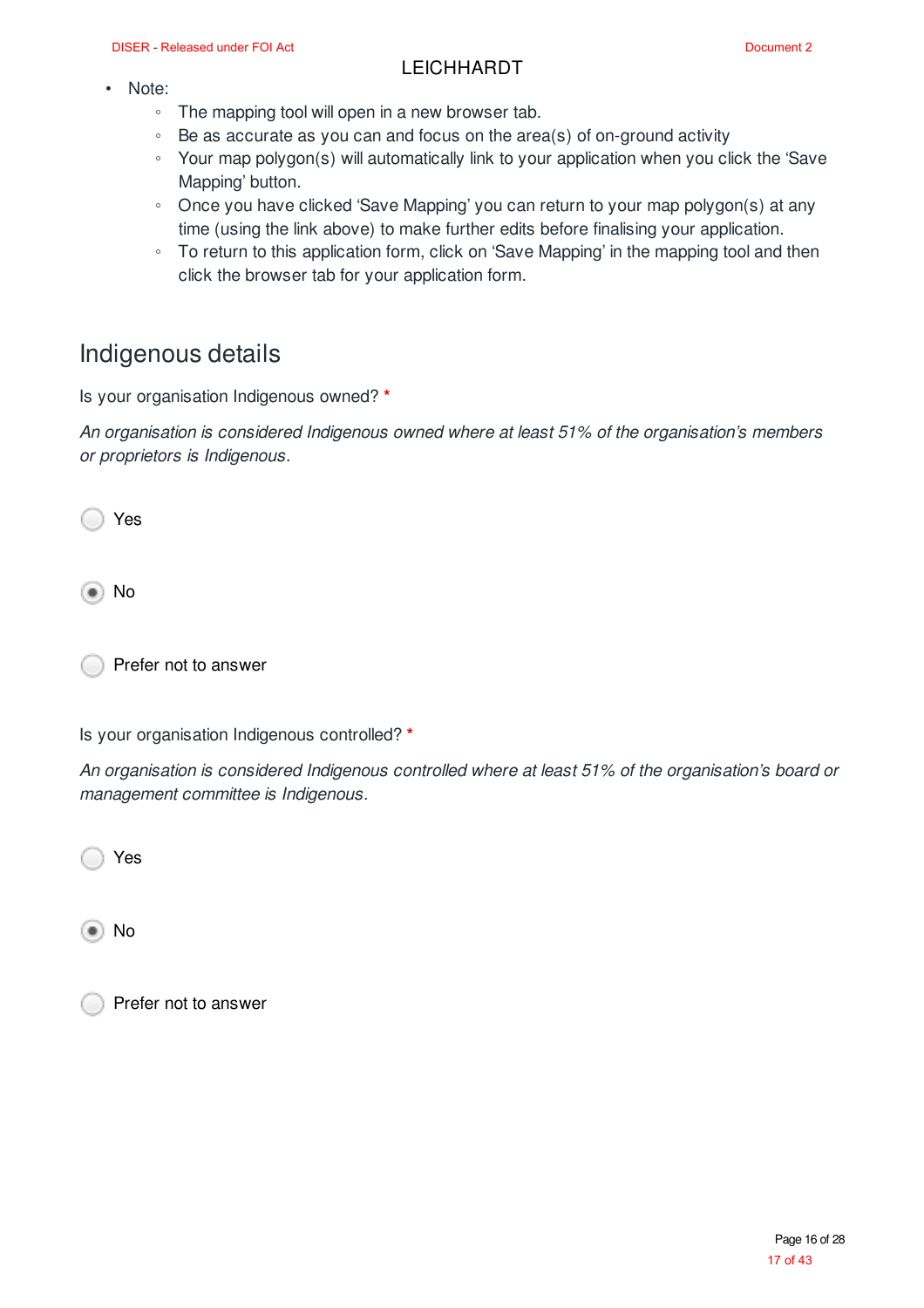- Note:
  - The mapping tool will open in a new browser tab.
  - Be as accurate as you can and focus on the area(s) of on-ground activity
  - Your map polygon(s) will automatically link to your application when you click the 'Save Mapping' button.
  - Once you have clicked 'Save Mapping' you can return to your map polygon(s) at any time (using the link above) to make further edits before finalising your application.
  - To return to this application form, click on 'Save Mapping' in the mapping tool and then click the browser tab for your application form.

## Indigenous details

Is your organisation Indigenous owned? *

*An organisation is considered Indigenous owned where at least 51% of the organisation's members or proprietors is Indigenous.*

○ Yes

◉ No

○ Prefer not to answer

Is your organisation Indigenous controlled? *

*An organisation is considered Indigenous controlled where at least 51% of the organisation's board or management committee is Indigenous.*

○ Yes

◉ No

○ Prefer not to answer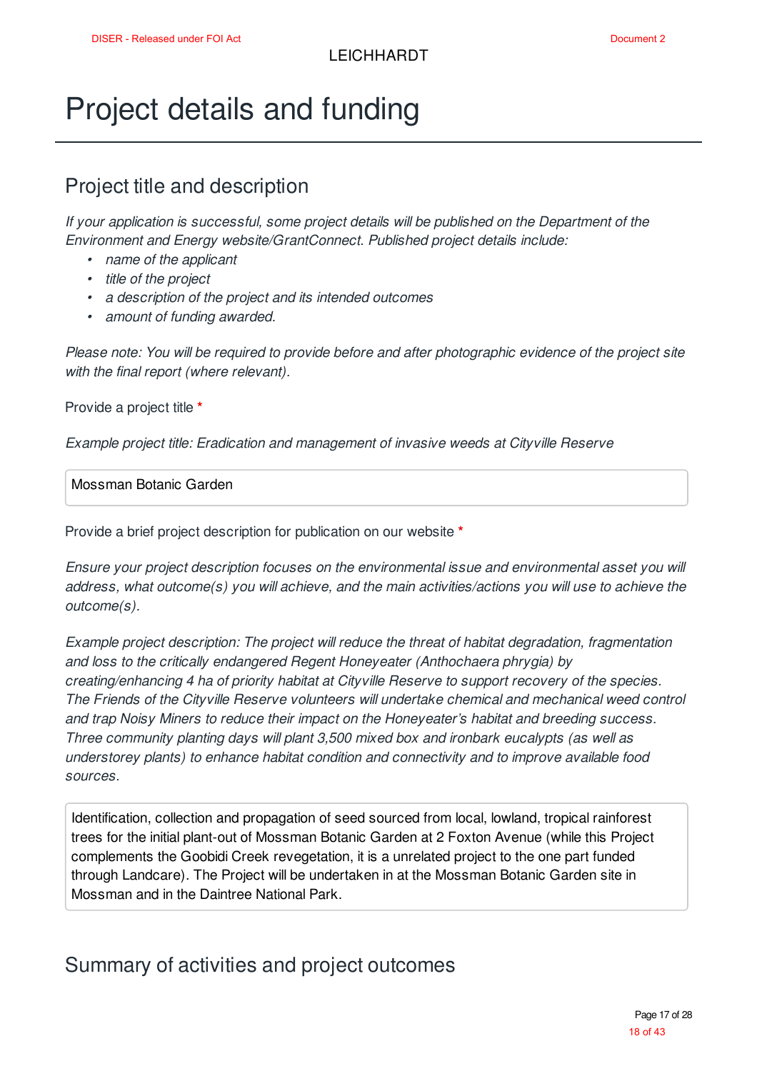# Project details and funding

## Project title and description

*If your application is successful, some project details will be published on the Department of the Environment and Energy website/GrantConnect. Published project details include:*

- *name of the applicant*
- *title of the project*
- *a description of the project and its intended outcomes*
- *amount of funding awarded.*

*Please note: You will be required to provide before and after photographic evidence of the project site with the final report (where relevant).*

Provide a project title *

*Example project title: Eradication and management of invasive weeds at Cityville Reserve*

> Mossman Botanic Garden

Provide a brief project description for publication on our website *

*Ensure your project description focuses on the environmental issue and environmental asset you will address, what outcome(s) you will achieve, and the main activities/actions you will use to achieve the outcome(s).*

*Example project description: The project will reduce the threat of habitat degradation, fragmentation and loss to the critically endangered Regent Honeyeater (Anthochaera phrygia) by creating/enhancing 4 ha of priority habitat at Cityville Reserve to support recovery of the species. The Friends of the Cityville Reserve volunteers will undertake chemical and mechanical weed control and trap Noisy Miners to reduce their impact on the Honeyeater's habitat and breeding success. Three community planting days will plant 3,500 mixed box and ironbark eucalypts (as well as understorey plants) to enhance habitat condition and connectivity and to improve available food sources.*

> Identification, collection and propagation of seed sourced from local, lowland, tropical rainforest trees for the initial plant-out of Mossman Botanic Garden at 2 Foxton Avenue (while this Project complements the Goobidi Creek revegetation, it is a unrelated project to the one part funded through Landcare). The Project will be undertaken in at the Mossman Botanic Garden site in Mossman and in the Daintree National Park.

## Summary of activities and project outcomes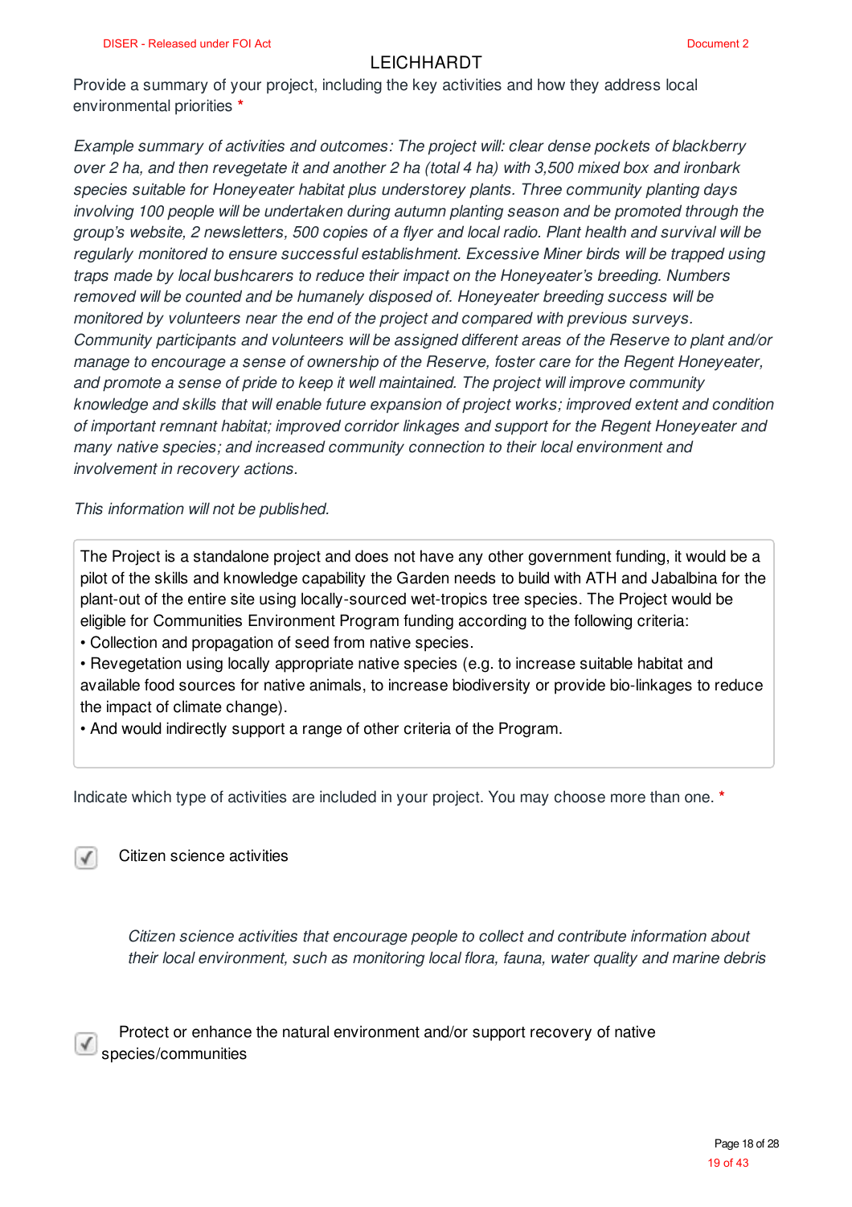LEICHHARDT

Provide a summary of your project, including the key activities and how they address local environmental priorities *

*Example summary of activities and outcomes: The project will: clear dense pockets of blackberry over 2 ha, and then revegetate it and another 2 ha (total 4 ha) with 3,500 mixed box and ironbark species suitable for Honeyeater habitat plus understorey plants. Three community planting days involving 100 people will be undertaken during autumn planting season and be promoted through the group's website, 2 newsletters, 500 copies of a flyer and local radio. Plant health and survival will be regularly monitored to ensure successful establishment. Excessive Miner birds will be trapped using traps made by local bushcarers to reduce their impact on the Honeyeater's breeding. Numbers removed will be counted and be humanely disposed of. Honeyeater breeding success will be monitored by volunteers near the end of the project and compared with previous surveys. Community participants and volunteers will be assigned different areas of the Reserve to plant and/or manage to encourage a sense of ownership of the Reserve, foster care for the Regent Honeyeater, and promote a sense of pride to keep it well maintained. The project will improve community knowledge and skills that will enable future expansion of project works; improved extent and condition of important remnant habitat; improved corridor linkages and support for the Regent Honeyeater and many native species; and increased community connection to their local environment and involvement in recovery actions.*

*This information will not be published.*

The Project is a standalone project and does not have any other government funding, it would be a pilot of the skills and knowledge capability the Garden needs to build with ATH and Jabalbina for the plant-out of the entire site using locally-sourced wet-tropics tree species. The Project would be eligible for Communities Environment Program funding according to the following criteria:

- Collection and propagation of seed from native species.
- Revegetation using locally appropriate native species (e.g. to increase suitable habitat and available food sources for native animals, to increase biodiversity or provide bio-linkages to reduce the impact of climate change).
- And would indirectly support a range of other criteria of the Program.

Indicate which type of activities are included in your project. You may choose more than one. *

☑ Citizen science activities

*Citizen science activities that encourage people to collect and contribute information about their local environment, such as monitoring local flora, fauna, water quality and marine debris*

☑ Protect or enhance the natural environment and/or support recovery of native species/communities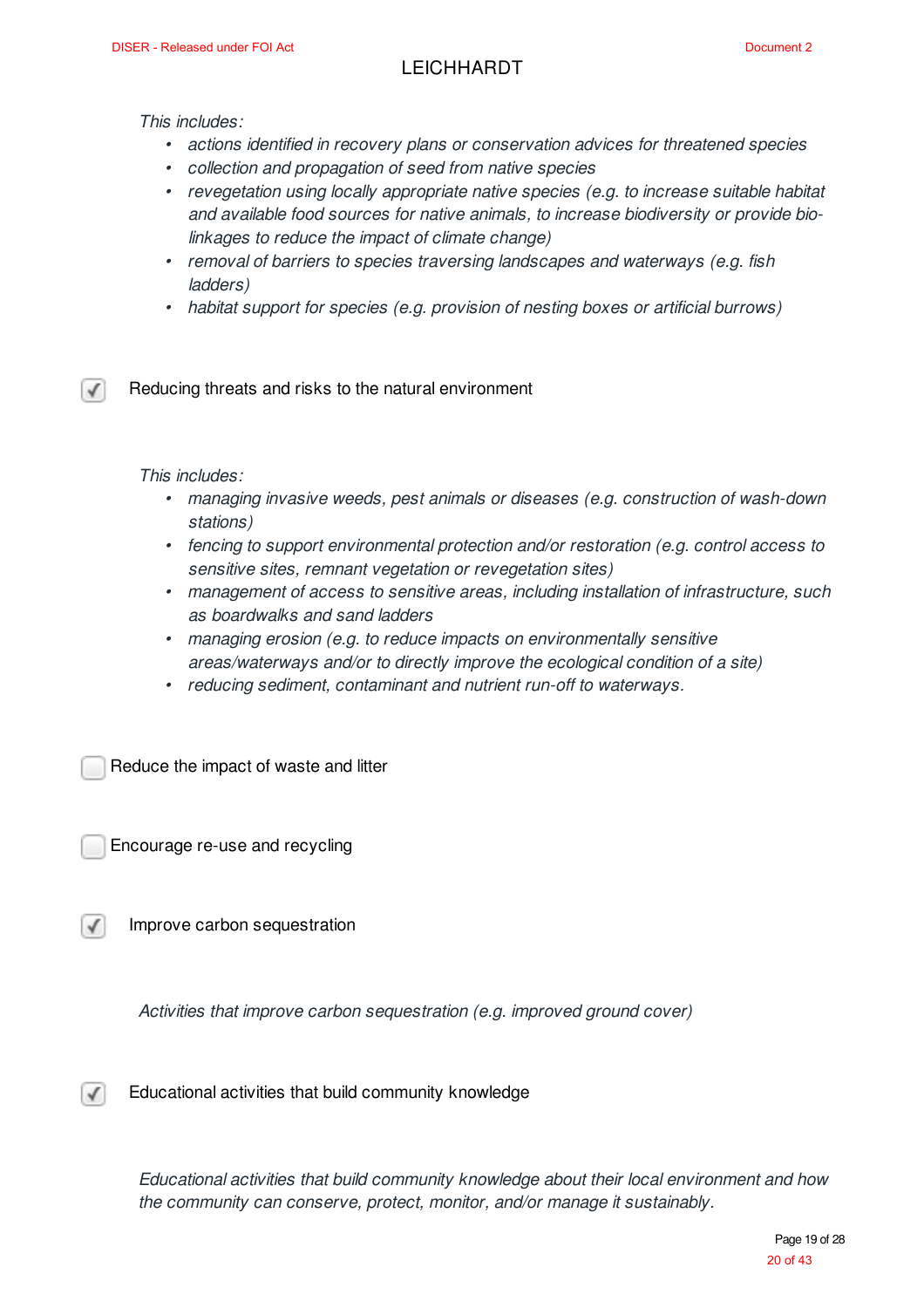*This includes:*

- *actions identified in recovery plans or conservation advices for threatened species*
- *collection and propagation of seed from native species*
- *revegetation using locally appropriate native species (e.g. to increase suitable habitat and available food sources for native animals, to increase biodiversity or provide bio-linkages to reduce the impact of climate change)*
- *removal of barriers to species traversing landscapes and waterways (e.g. fish ladders)*
- *habitat support for species (e.g. provision of nesting boxes or artificial burrows)*

☑ Reducing threats and risks to the natural environment

*This includes:*

- *managing invasive weeds, pest animals or diseases (e.g. construction of wash-down stations)*
- *fencing to support environmental protection and/or restoration (e.g. control access to sensitive sites, remnant vegetation or revegetation sites)*
- *management of access to sensitive areas, including installation of infrastructure, such as boardwalks and sand ladders*
- *managing erosion (e.g. to reduce impacts on environmentally sensitive areas/waterways and/or to directly improve the ecological condition of a site)*
- *reducing sediment, contaminant and nutrient run-off to waterways.*

☐ Reduce the impact of waste and litter

☐ Encourage re-use and recycling

☑ Improve carbon sequestration

*Activities that improve carbon sequestration (e.g. improved ground cover)*

☑ Educational activities that build community knowledge

*Educational activities that build community knowledge about their local environment and how the community can conserve, protect, monitor, and/or manage it sustainably.*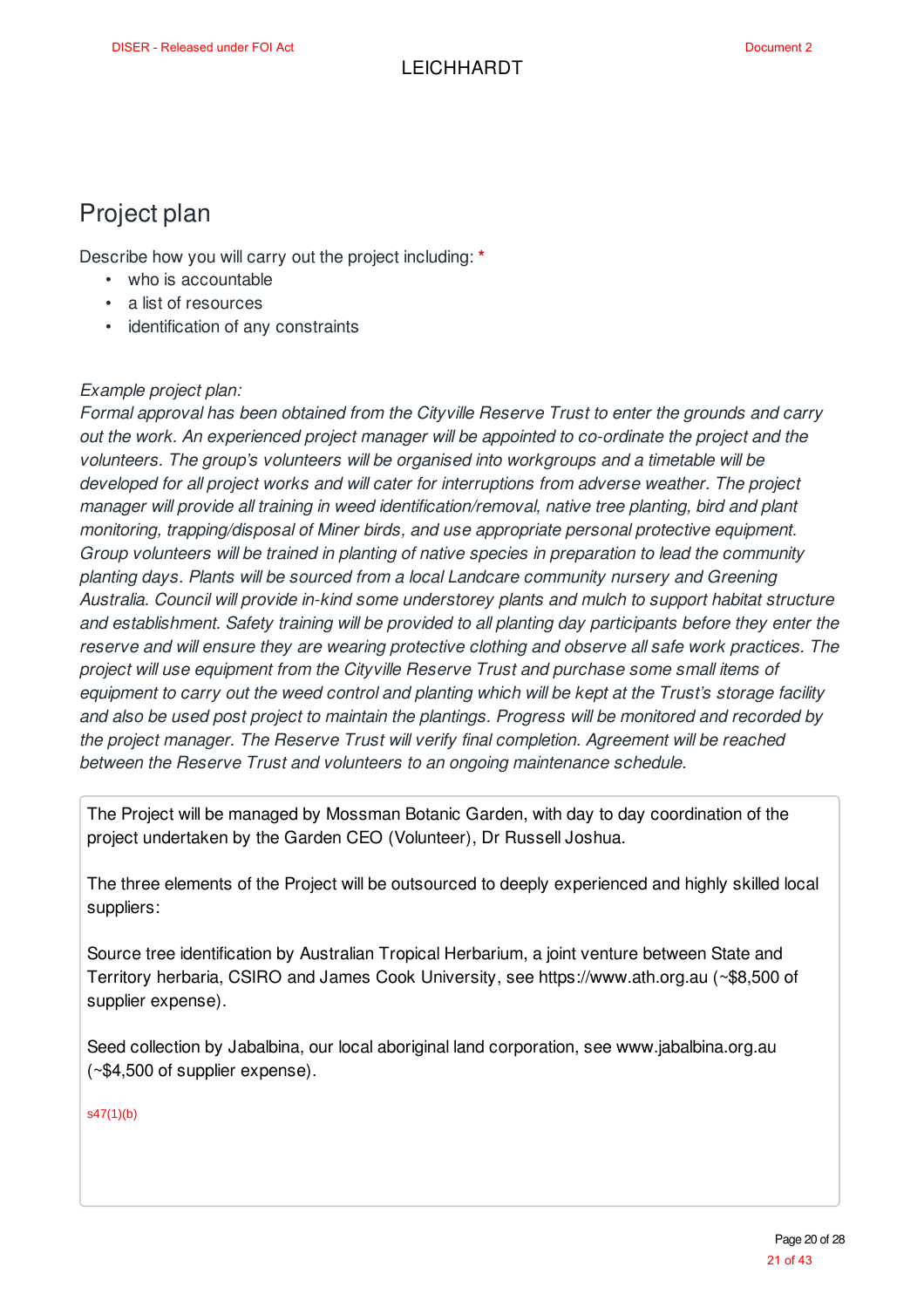# Project plan

Describe how you will carry out the project including: *

- who is accountable
- a list of resources
- identification of any constraints

*Example project plan:*
*Formal approval has been obtained from the Cityville Reserve Trust to enter the grounds and carry out the work. An experienced project manager will be appointed to co-ordinate the project and the volunteers. The group's volunteers will be organised into workgroups and a timetable will be developed for all project works and will cater for interruptions from adverse weather. The project manager will provide all training in weed identification/removal, native tree planting, bird and plant monitoring, trapping/disposal of Miner birds, and use appropriate personal protective equipment. Group volunteers will be trained in planting of native species in preparation to lead the community planting days. Plants will be sourced from a local Landcare community nursery and Greening Australia. Council will provide in-kind some understorey plants and mulch to support habitat structure and establishment. Safety training will be provided to all planting day participants before they enter the reserve and will ensure they are wearing protective clothing and observe all safe work practices. The project will use equipment from the Cityville Reserve Trust and purchase some small items of equipment to carry out the weed control and planting which will be kept at the Trust's storage facility and also be used post project to maintain the plantings. Progress will be monitored and recorded by the project manager. The Reserve Trust will verify final completion. Agreement will be reached between the Reserve Trust and volunteers to an ongoing maintenance schedule.*

The Project will be managed by Mossman Botanic Garden, with day to day coordination of the project undertaken by the Garden CEO (Volunteer), Dr Russell Joshua.

The three elements of the Project will be outsourced to deeply experienced and highly skilled local suppliers:

Source tree identification by Australian Tropical Herbarium, a joint venture between State and Territory herbaria, CSIRO and James Cook University, see https://www.ath.org.au (~$8,500 of supplier expense).

Seed collection by Jabalbina, our local aboriginal land corporation, see www.jabalbina.org.au (~$4,500 of supplier expense).

s47(1)(b)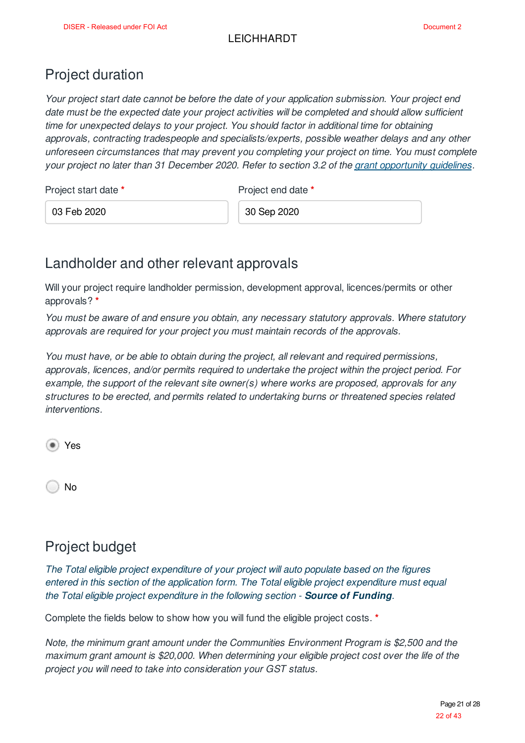## Project duration

*Your project start date cannot be before the date of your application submission. Your project end date must be the expected date your project activities will be completed and should allow sufficient time for unexpected delays to your project. You should factor in additional time for obtaining approvals, contracting tradespeople and specialists/experts, possible weather delays and any other unforeseen circumstances that may prevent you completing your project on time. You must complete your project no later than 31 December 2020. Refer to section 3.2 of the [grant opportunity guidelines](grant opportunity guidelines).*

Project start date *

03 Feb 2020

Project end date *

30 Sep 2020

## Landholder and other relevant approvals

Will your project require landholder permission, development approval, licences/permits or other approvals? *

*You must be aware of and ensure you obtain, any necessary statutory approvals. Where statutory approvals are required for your project you must maintain records of the approvals.*

*You must have, or be able to obtain during the project, all relevant and required permissions, approvals, licences, and/or permits required to undertake the project within the project period. For example, the support of the relevant site owner(s) where works are proposed, approvals for any structures to be erected, and permits related to undertaking burns or threatened species related interventions.*

(•) Yes

( ) No

## Project budget

*The Total eligible project expenditure of your project will auto populate based on the figures entered in this section of the application form. The Total eligible project expenditure must equal the Total eligible project expenditure in the following section - **Source of Funding**.*

Complete the fields below to show how you will fund the eligible project costs. *

*Note, the minimum grant amount under the Communities Environment Program is $2,500 and the maximum grant amount is $20,000. When determining your eligible project cost over the life of the project you will need to take into consideration your GST status.*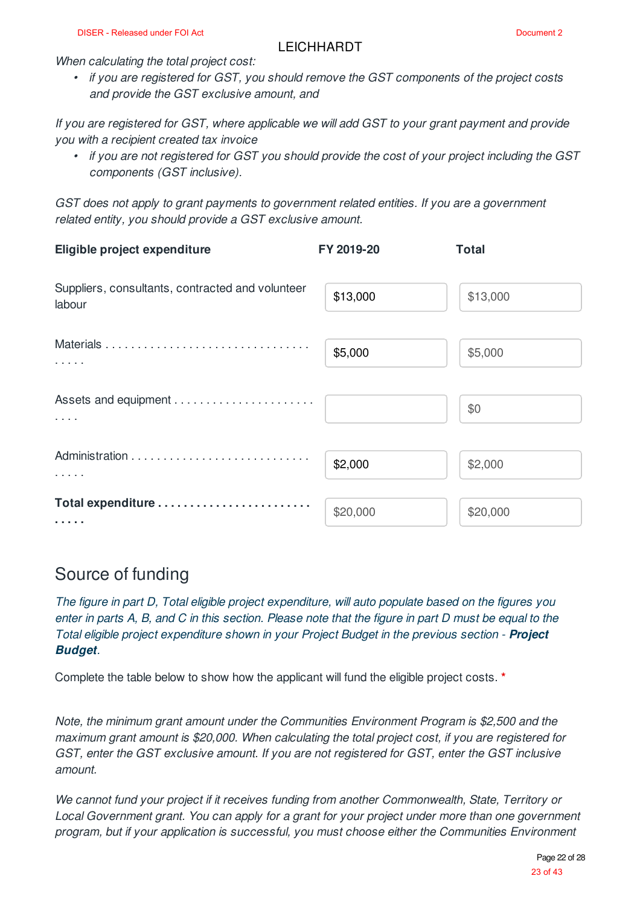LEICHHARDT

*When calculating the total project cost:*

- *if you are registered for GST, you should remove the GST components of the project costs and provide the GST exclusive amount, and*

*If you are registered for GST, where applicable we will add GST to your grant payment and provide you with a recipient created tax invoice*

- *if you are not registered for GST you should provide the cost of your project including the GST components (GST inclusive).*

*GST does not apply to grant payments to government related entities. If you are a government related entity, you should provide a GST exclusive amount.*

| Eligible project expenditure | FY 2019-20 | Total |
|---|---|---|
| Suppliers, consultants, contracted and volunteer labour | $13,000 | $13,000 |
| Materials . . . . . . . . . . . . . . . . . . . . . . . . . . . . . . . . . . . . | $5,000 | $5,000 |
| Assets and equipment . . . . . . . . . . . . . . . . . . . . . . . . . . |  | $0 |
| Administration . . . . . . . . . . . . . . . . . . . . . . . . . . . . . . . . . | $2,000 | $2,000 |
| **Total expenditure . . . . . . . . . . . . . . . . . . . . . . . . . . . . .** | $20,000 | $20,000 |

## Source of funding

*The figure in part D, Total eligible project expenditure, will auto populate based on the figures you enter in parts A, B, and C in this section. Please note that the figure in part D must be equal to the Total eligible project expenditure shown in your Project Budget in the previous section - **Project Budget**.*

Complete the table below to show how the applicant will fund the eligible project costs. *

*Note, the minimum grant amount under the Communities Environment Program is $2,500 and the maximum grant amount is $20,000. When calculating the total project cost, if you are registered for GST, enter the GST exclusive amount. If you are not registered for GST, enter the GST inclusive amount.*

*We cannot fund your project if it receives funding from another Commonwealth, State, Territory or Local Government grant. You can apply for a grant for your project under more than one government program, but if your application is successful, you must choose either the Communities Environment*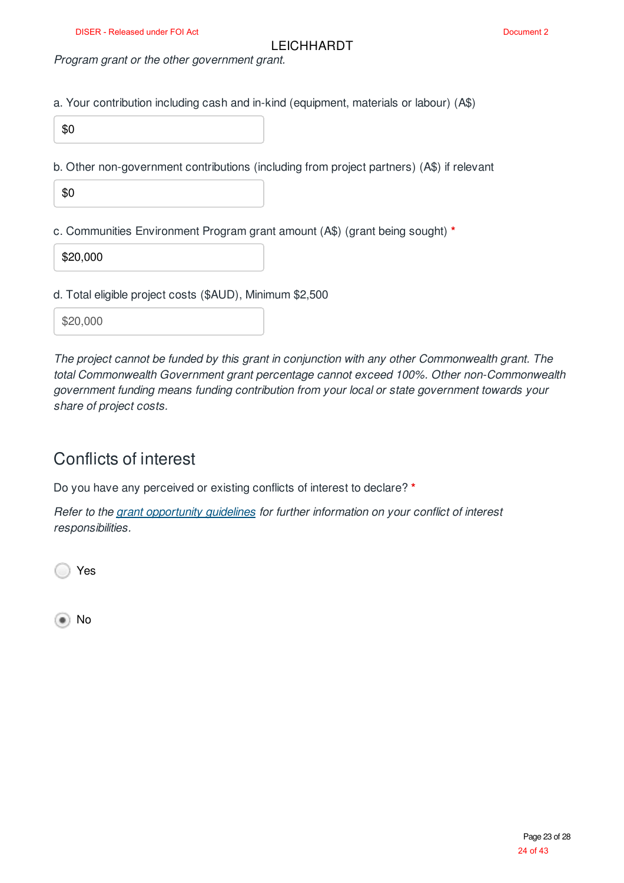*Program grant or the other government grant.*

a. Your contribution including cash and in-kind (equipment, materials or labour) (A$)

$0

b. Other non-government contributions (including from project partners) (A$) if relevant

$0

c. Communities Environment Program grant amount (A$) (grant being sought) *

$20,000

d. Total eligible project costs ($AUD), Minimum $2,500

$20,000

*The project cannot be funded by this grant in conjunction with any other Commonwealth grant. The total Commonwealth Government grant percentage cannot exceed 100%. Other non-Commonwealth government funding means funding contribution from your local or state government towards your share of project costs.*

## Conflicts of interest

Do you have any perceived or existing conflicts of interest to declare? *

*Refer to the grant opportunity guidelines for further information on your conflict of interest responsibilities.*

- ( ) Yes
- (•) No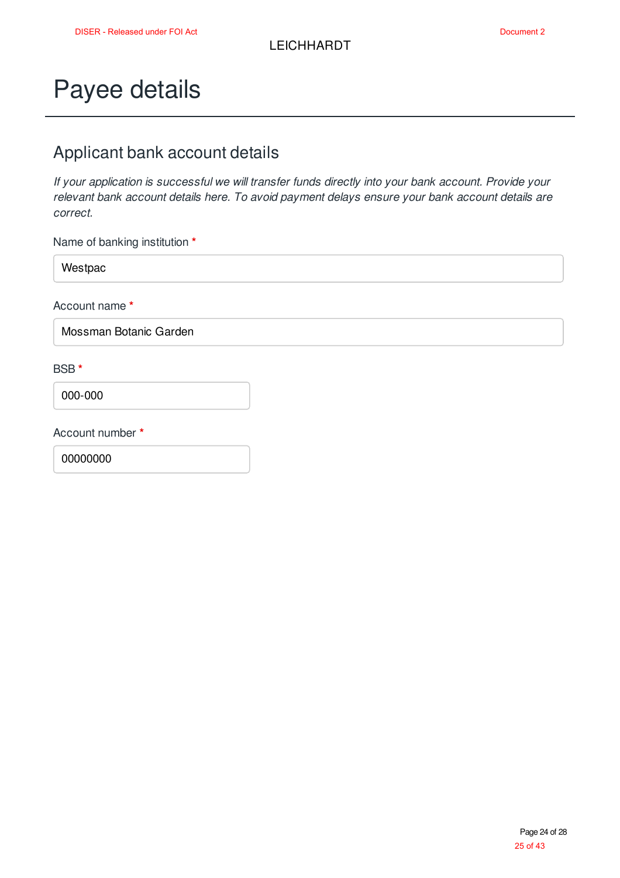# Payee details

## Applicant bank account details

*If your application is successful we will transfer funds directly into your bank account. Provide your relevant bank account details here. To avoid payment delays ensure your bank account details are correct.*

Name of banking institution *

Westpac

Account name *

Mossman Botanic Garden

BSB *

000-000

Account number *

00000000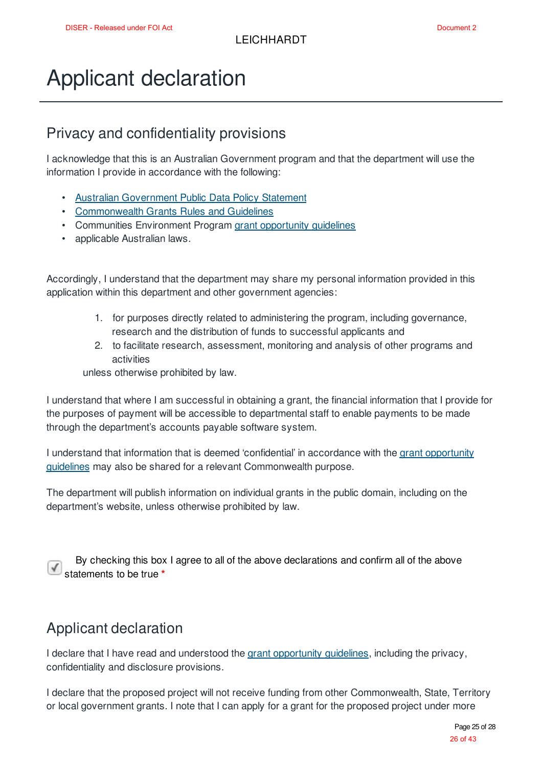# Applicant declaration

## Privacy and confidentiality provisions

I acknowledge that this is an Australian Government program and that the department will use the information I provide in accordance with the following:

- Australian Government Public Data Policy Statement
- Commonwealth Grants Rules and Guidelines
- Communities Environment Program grant opportunity guidelines
- applicable Australian laws.

Accordingly, I understand that the department may share my personal information provided in this application within this department and other government agencies:

1. for purposes directly related to administering the program, including governance, research and the distribution of funds to successful applicants and
2. to facilitate research, assessment, monitoring and analysis of other programs and activities

unless otherwise prohibited by law.

I understand that where I am successful in obtaining a grant, the financial information that I provide for the purposes of payment will be accessible to departmental staff to enable payments to be made through the department's accounts payable software system.

I understand that information that is deemed 'confidential' in accordance with the grant opportunity guidelines may also be shared for a relevant Commonwealth purpose.

The department will publish information on individual grants in the public domain, including on the department's website, unless otherwise prohibited by law.

☑ By checking this box I agree to all of the above declarations and confirm all of the above statements to be true *

## Applicant declaration

I declare that I have read and understood the grant opportunity guidelines, including the privacy, confidentiality and disclosure provisions.

I declare that the proposed project will not receive funding from other Commonwealth, State, Territory or local government grants. I note that I can apply for a grant for the proposed project under more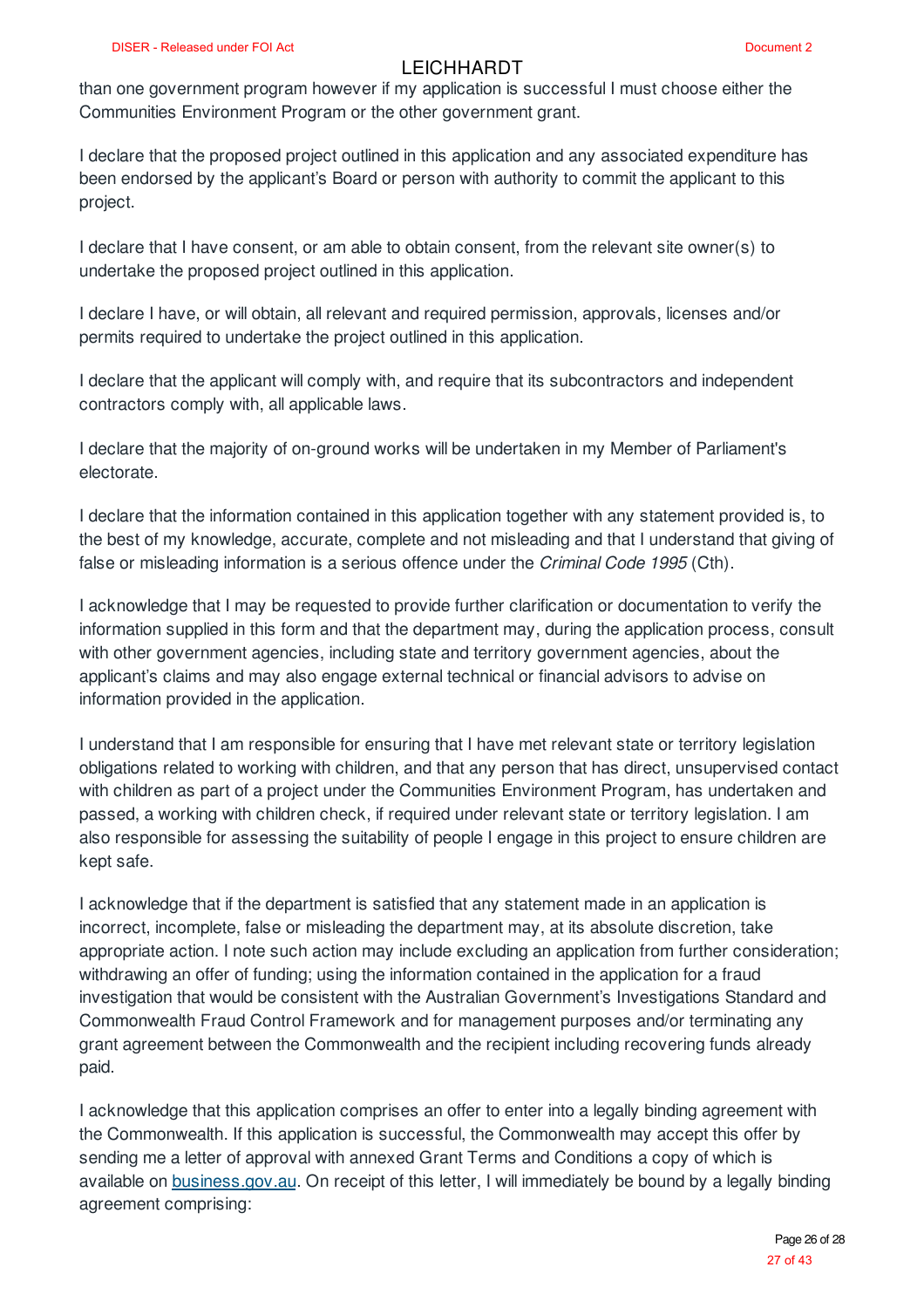than one government program however if my application is successful I must choose either the Communities Environment Program or the other government grant.

I declare that the proposed project outlined in this application and any associated expenditure has been endorsed by the applicant's Board or person with authority to commit the applicant to this project.

I declare that I have consent, or am able to obtain consent, from the relevant site owner(s) to undertake the proposed project outlined in this application.

I declare I have, or will obtain, all relevant and required permission, approvals, licenses and/or permits required to undertake the project outlined in this application.

I declare that the applicant will comply with, and require that its subcontractors and independent contractors comply with, all applicable laws.

I declare that the majority of on-ground works will be undertaken in my Member of Parliament's electorate.

I declare that the information contained in this application together with any statement provided is, to the best of my knowledge, accurate, complete and not misleading and that I understand that giving of false or misleading information is a serious offence under the *Criminal Code 1995* (Cth).

I acknowledge that I may be requested to provide further clarification or documentation to verify the information supplied in this form and that the department may, during the application process, consult with other government agencies, including state and territory government agencies, about the applicant's claims and may also engage external technical or financial advisors to advise on information provided in the application.

I understand that I am responsible for ensuring that I have met relevant state or territory legislation obligations related to working with children, and that any person that has direct, unsupervised contact with children as part of a project under the Communities Environment Program, has undertaken and passed, a working with children check, if required under relevant state or territory legislation. I am also responsible for assessing the suitability of people I engage in this project to ensure children are kept safe.

I acknowledge that if the department is satisfied that any statement made in an application is incorrect, incomplete, false or misleading the department may, at its absolute discretion, take appropriate action. I note such action may include excluding an application from further consideration; withdrawing an offer of funding; using the information contained in the application for a fraud investigation that would be consistent with the Australian Government's Investigations Standard and Commonwealth Fraud Control Framework and for management purposes and/or terminating any grant agreement between the Commonwealth and the recipient including recovering funds already paid.

I acknowledge that this application comprises an offer to enter into a legally binding agreement with the Commonwealth. If this application is successful, the Commonwealth may accept this offer by sending me a letter of approval with annexed Grant Terms and Conditions a copy of which is available on [business.gov.au](business.gov.au). On receipt of this letter, I will immediately be bound by a legally binding agreement comprising: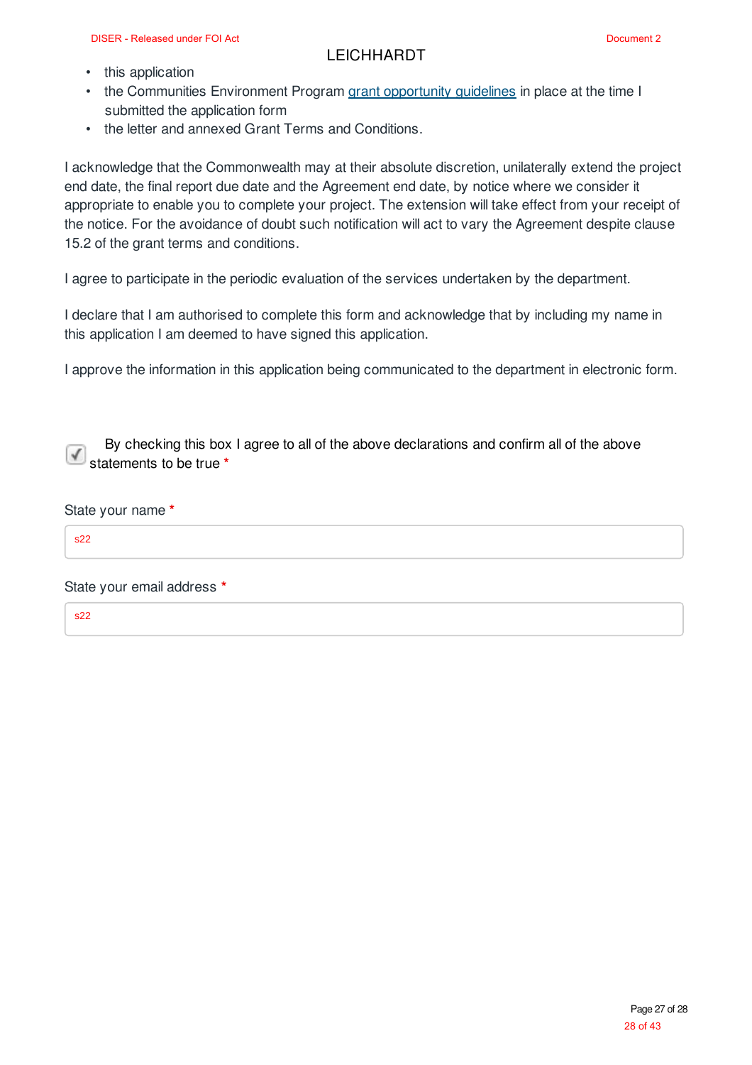- this application
- the Communities Environment Program grant opportunity guidelines in place at the time I submitted the application form
- the letter and annexed Grant Terms and Conditions.

I acknowledge that the Commonwealth may at their absolute discretion, unilaterally extend the project end date, the final report due date and the Agreement end date, by notice where we consider it appropriate to enable you to complete your project. The extension will take effect from your receipt of the notice. For the avoidance of doubt such notification will act to vary the Agreement despite clause 15.2 of the grant terms and conditions.

I agree to participate in the periodic evaluation of the services undertaken by the department.

I declare that I am authorised to complete this form and acknowledge that by including my name in this application I am deemed to have signed this application.

I approve the information in this application being communicated to the department in electronic form.

☑ By checking this box I agree to all of the above declarations and confirm all of the above statements to be true *

State your name *

s22

State your email address *

s22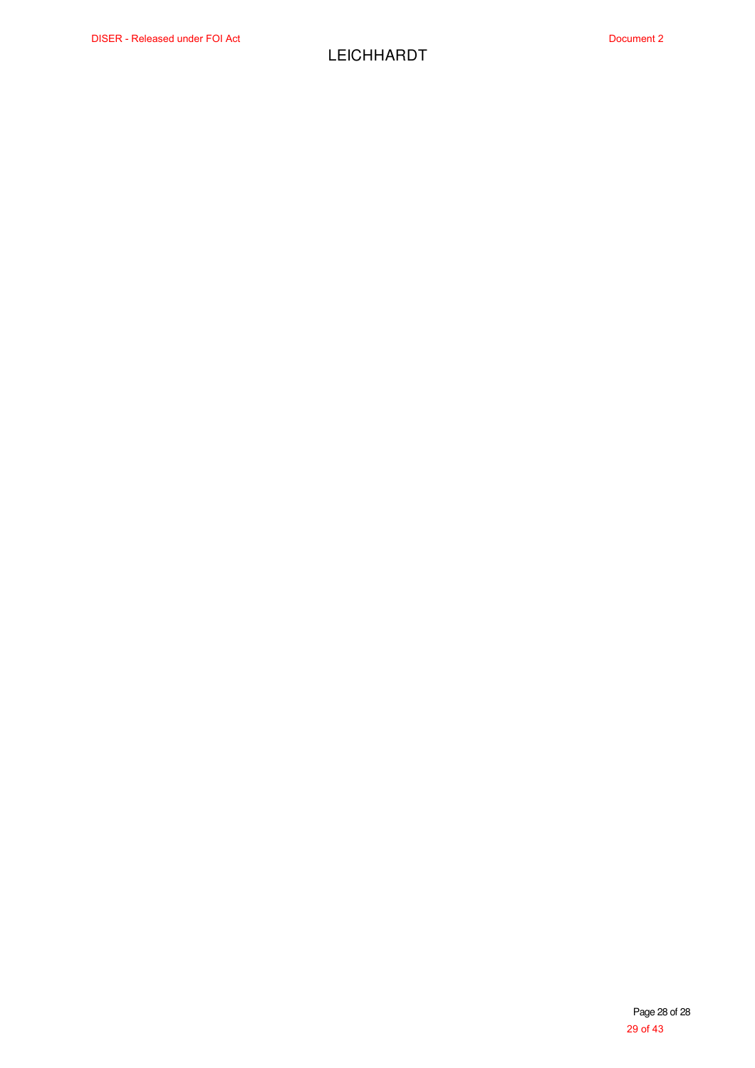LEICHHARDT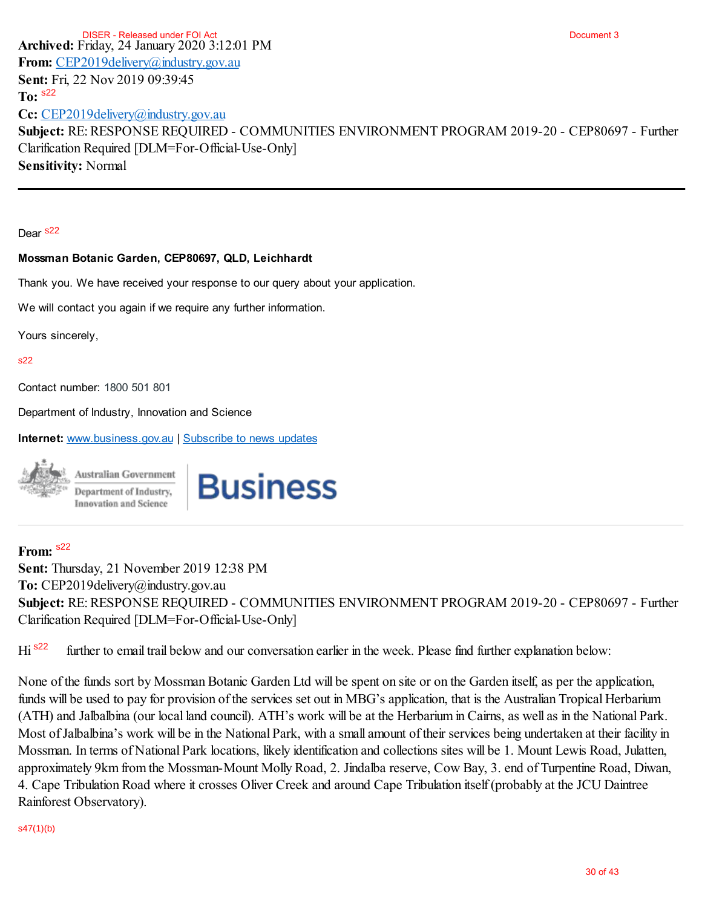DISER - Released under FOI Act

Document 3

**Archived:** Friday, 24 January 2020 3:12:01 PM
**From:** CEP2019delivery@industry.gov.au
**Sent:** Fri, 22 Nov 2019 09:39:45
**To:** s22
**Cc:** CEP2019delivery@industry.gov.au
**Subject:** RE: RESPONSE REQUIRED - COMMUNITIES ENVIRONMENT PROGRAM 2019-20 - CEP80697 - Further Clarification Required [DLM=For-Official-Use-Only]
**Sensitivity:** Normal

---

Dear s22

**Mossman Botanic Garden, CEP80697, QLD, Leichhardt**

Thank you. We have received your response to our query about your application.

We will contact you again if we require any further information.

Yours sincerely,

s22

Contact number: 1800 501 801

Department of Industry, Innovation and Science

**Internet:** www.business.gov.au | Subscribe to news updates

Australian Government
Department of Industry, Innovation and Science
Business

---

**From:** s22
**Sent:** Thursday, 21 November 2019 12:38 PM
**To:** CEP2019delivery@industry.gov.au
**Subject:** RE: RESPONSE REQUIRED - COMMUNITIES ENVIRONMENT PROGRAM 2019-20 - CEP80697 - Further Clarification Required [DLM=For-Official-Use-Only]

Hi s22 further to email trail below and our conversation earlier in the week. Please find further explanation below:

None of the funds sort by Mossman Botanic Garden Ltd will be spent on site or on the Garden itself, as per the application, funds will be used to pay for provision of the services set out in MBG's application, that is the Australian Tropical Herbarium (ATH) and Jalbalbina (our local land council). ATH's work will be at the Herbarium in Cairns, as well as in the National Park. Most of Jalbalbina's work will be in the National Park, with a small amount of their services being undertaken at their facility in Mossman. In terms of National Park locations, likely identification and collections sites will be 1. Mount Lewis Road, Julatten, approximately 9km from the Mossman-Mount Molly Road, 2. Jindalba reserve, Cow Bay, 3. end of Turpentine Road, Diwan, 4. Cape Tribulation Road where it crosses Oliver Creek and around Cape Tribulation itself (probably at the JCU Daintree Rainforest Observatory).

s47(1)(b)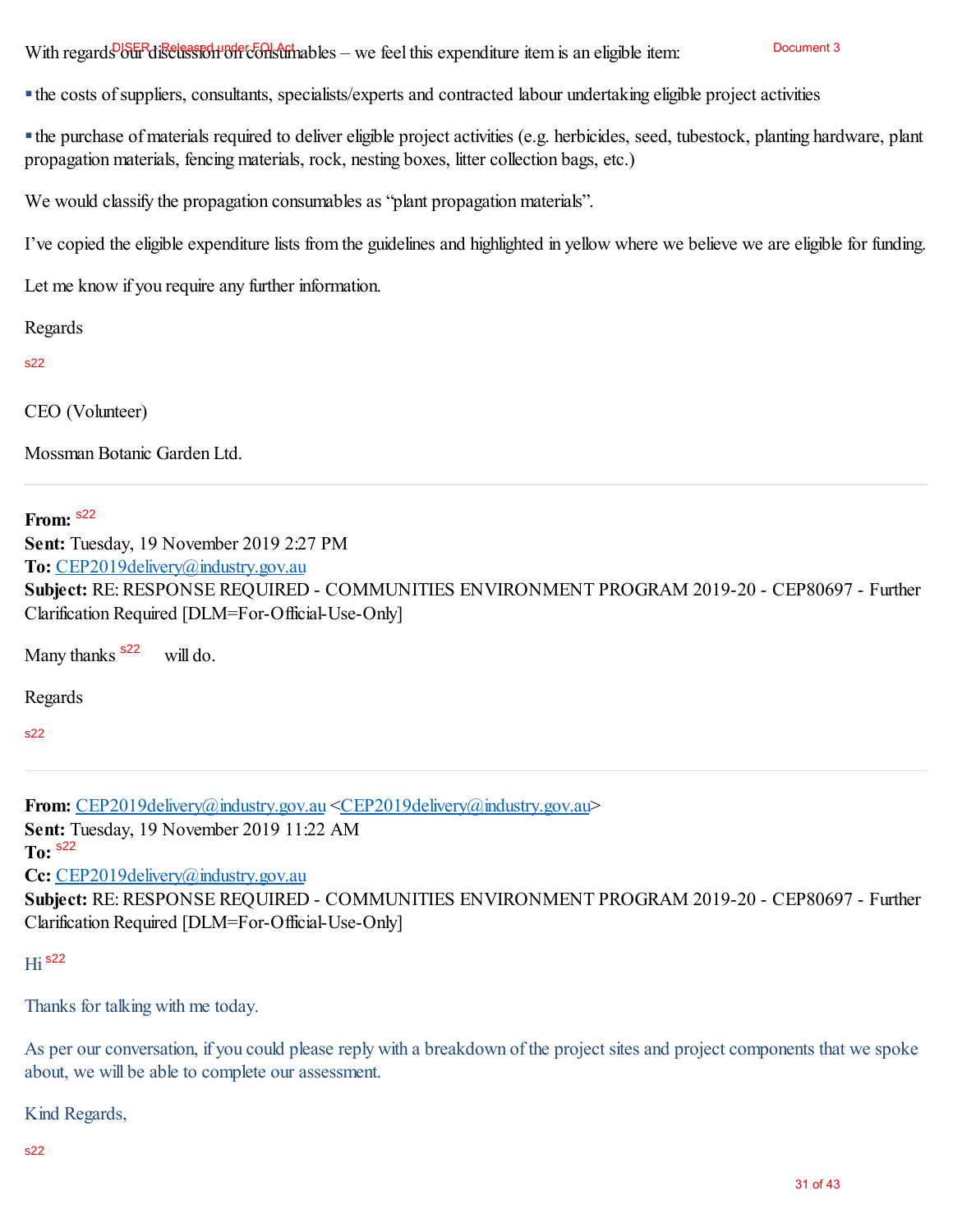With regards our discussion on consumables – we feel this expenditure item is an eligible item:

- the costs of suppliers, consultants, specialists/experts and contracted labour undertaking eligible project activities
- the purchase of materials required to deliver eligible project activities (e.g. herbicides, seed, tubestock, planting hardware, plant propagation materials, fencing materials, rock, nesting boxes, litter collection bags, etc.)

We would classify the propagation consumables as "plant propagation materials".

I've copied the eligible expenditure lists from the guidelines and highlighted in yellow where we believe we are eligible for funding.

Let me know if you require any further information.

Regards

s22

CEO (Volunteer)

Mossman Botanic Garden Ltd.

---

**From:** s22
**Sent:** Tuesday, 19 November 2019 2:27 PM
**To:** CEP2019delivery@industry.gov.au
**Subject:** RE: RESPONSE REQUIRED - COMMUNITIES ENVIRONMENT PROGRAM 2019-20 - CEP80697 - Further Clarification Required [DLM=For-Official-Use-Only]

Many thanks s22 will do.

Regards

s22

---

**From:** CEP2019delivery@industry.gov.au <CEP2019delivery@industry.gov.au>
**Sent:** Tuesday, 19 November 2019 11:22 AM
**To:** s22
**Cc:** CEP2019delivery@industry.gov.au
**Subject:** RE: RESPONSE REQUIRED - COMMUNITIES ENVIRONMENT PROGRAM 2019-20 - CEP80697 - Further Clarification Required [DLM=For-Official-Use-Only]

Hi s22

Thanks for talking with me today.

As per our conversation, if you could please reply with a breakdown of the project sites and project components that we spoke about, we will be able to complete our assessment.

Kind Regards,

s22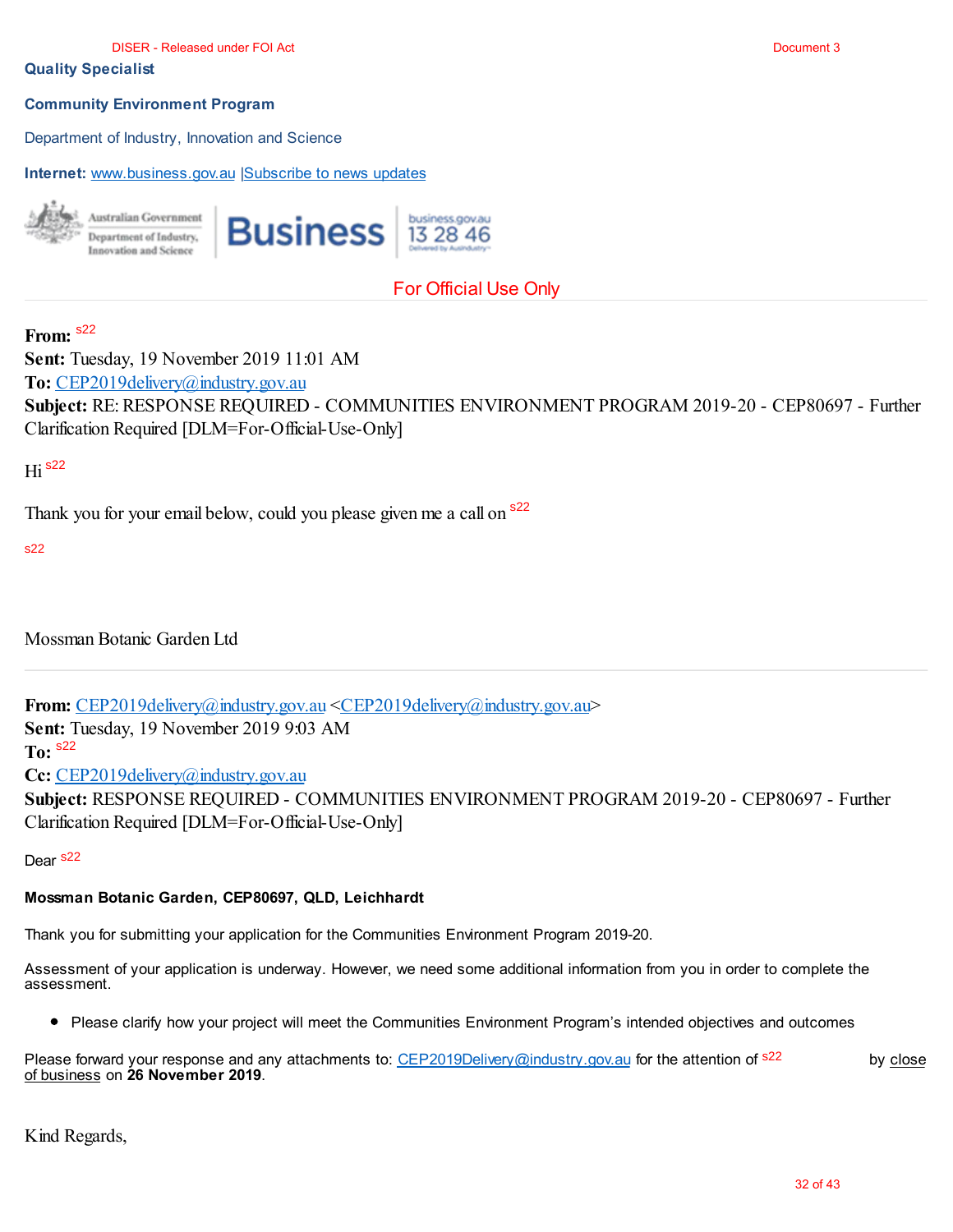**Quality Specialist**

**Community Environment Program**

Department of Industry, Innovation and Science

**Internet:** www.business.gov.au |Subscribe to news updates

For Official Use Only

---

**From:** s22
**Sent:** Tuesday, 19 November 2019 11:01 AM
**To:** CEP2019delivery@industry.gov.au
**Subject:** RE: RESPONSE REQUIRED - COMMUNITIES ENVIRONMENT PROGRAM 2019-20 - CEP80697 - Further Clarification Required [DLM=For-Official-Use-Only]

Hi s22

Thank you for your email below, could you please given me a call on s22

s22

Mossman Botanic Garden Ltd

---

**From:** CEP2019delivery@industry.gov.au <CEP2019delivery@industry.gov.au>
**Sent:** Tuesday, 19 November 2019 9:03 AM
**To:** s22
**Cc:** CEP2019delivery@industry.gov.au
**Subject:** RESPONSE REQUIRED - COMMUNITIES ENVIRONMENT PROGRAM 2019-20 - CEP80697 - Further Clarification Required [DLM=For-Official-Use-Only]

Dear s22

**Mossman Botanic Garden, CEP80697, QLD, Leichhardt**

Thank you for submitting your application for the Communities Environment Program 2019-20.

Assessment of your application is underway. However, we need some additional information from you in order to complete the assessment.

- Please clarify how your project will meet the Communities Environment Program's intended objectives and outcomes

Please forward your response and any attachments to: CEP2019Delivery@industry.gov.au for the attention of s22 by close of business on **26 November 2019**.

Kind Regards,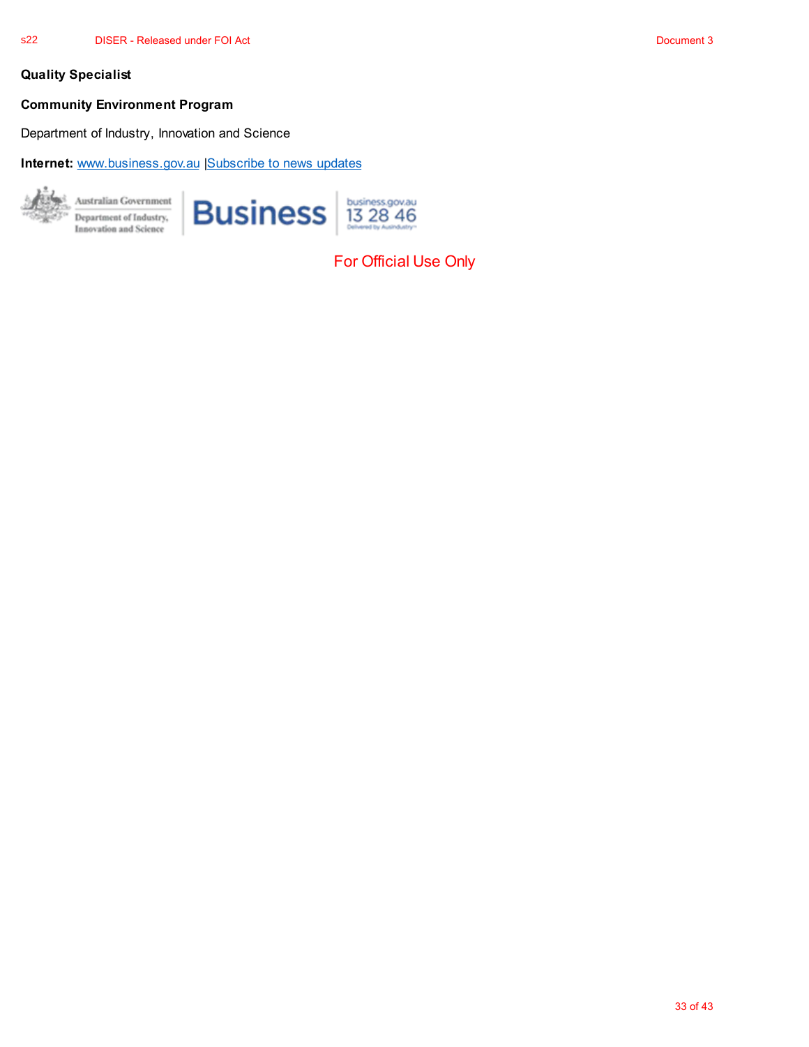**Quality Specialist**

**Community Environment Program**

Department of Industry, Innovation and Science

**Internet:** www.business.gov.au |Subscribe to news updates

For Official Use Only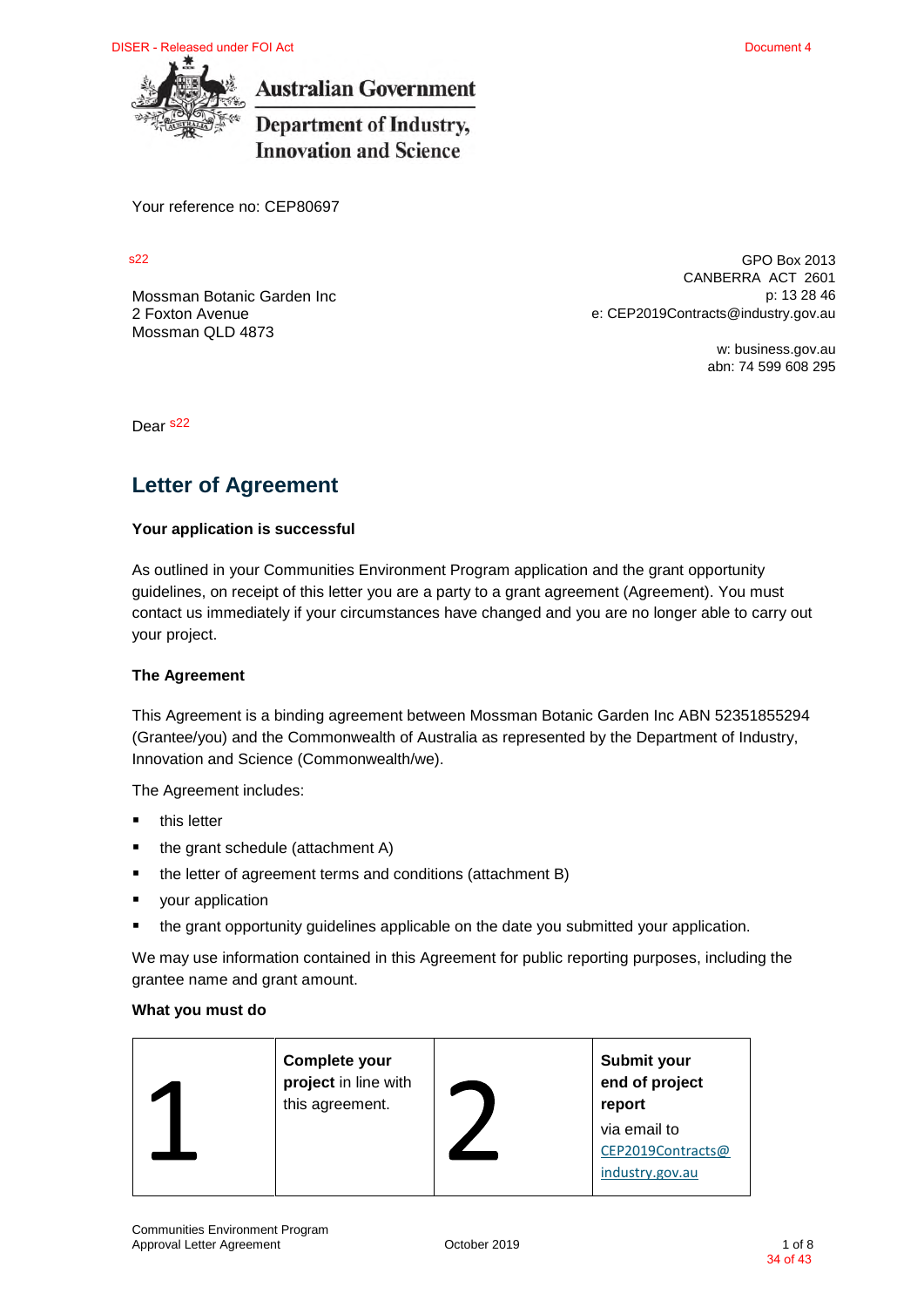Australian Government

Department of Industry, Innovation and Science

Your reference no: CEP80697

s22

Mossman Botanic Garden Inc
2 Foxton Avenue
Mossman QLD 4873

GPO Box 2013
CANBERRA ACT 2601
p: 13 28 46
e: CEP2019Contracts@industry.gov.au

w: business.gov.au
abn: 74 599 608 295

Dear s22

# Letter of Agreement

**Your application is successful**

As outlined in your Communities Environment Program application and the grant opportunity guidelines, on receipt of this letter you are a party to a grant agreement (Agreement). You must contact us immediately if your circumstances have changed and you are no longer able to carry out your project.

**The Agreement**

This Agreement is a binding agreement between Mossman Botanic Garden Inc ABN 52351855294 (Grantee/you) and the Commonwealth of Australia as represented by the Department of Industry, Innovation and Science (Commonwealth/we).

The Agreement includes:

- this letter
- the grant schedule (attachment A)
- the letter of agreement terms and conditions (attachment B)
- your application
- the grant opportunity guidelines applicable on the date you submitted your application.

We may use information contained in this Agreement for public reporting purposes, including the grantee name and grant amount.

**What you must do**

| | | | |
|---|---|---|---|
| 1 | **Complete your project** in line with this agreement. | 2 | **Submit your end of project report** via email to CEP2019Contracts@industry.gov.au |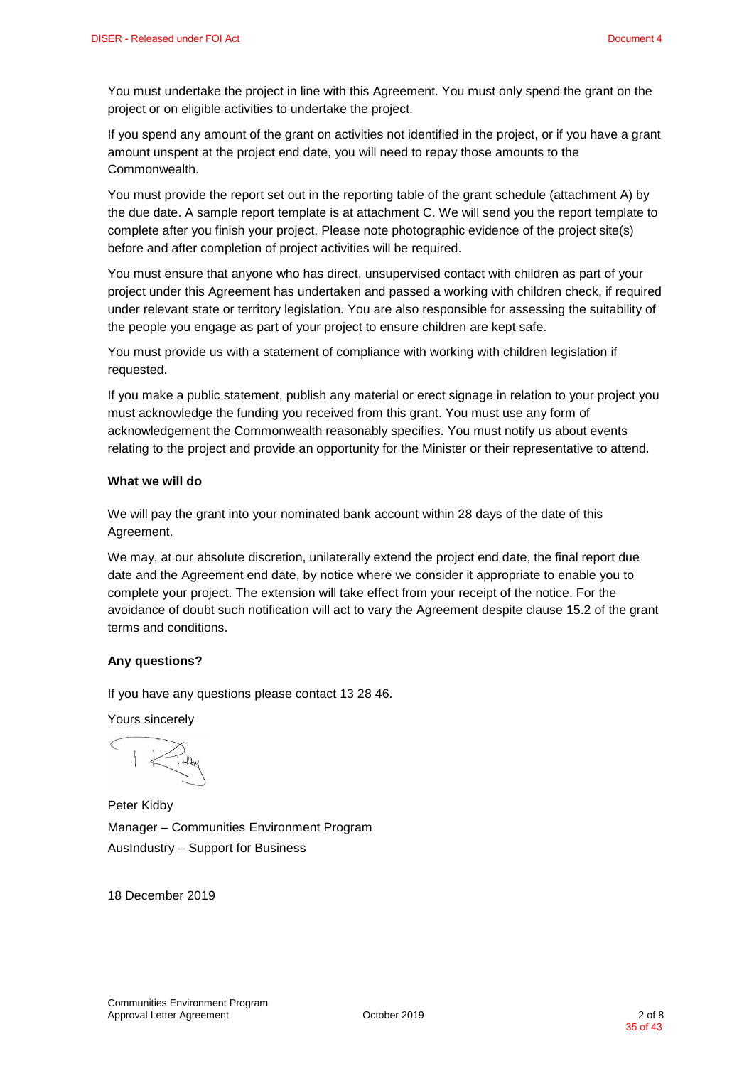You must undertake the project in line with this Agreement. You must only spend the grant on the project or on eligible activities to undertake the project.

If you spend any amount of the grant on activities not identified in the project, or if you have a grant amount unspent at the project end date, you will need to repay those amounts to the Commonwealth.

You must provide the report set out in the reporting table of the grant schedule (attachment A) by the due date. A sample report template is at attachment C. We will send you the report template to complete after you finish your project. Please note photographic evidence of the project site(s) before and after completion of project activities will be required.

You must ensure that anyone who has direct, unsupervised contact with children as part of your project under this Agreement has undertaken and passed a working with children check, if required under relevant state or territory legislation. You are also responsible for assessing the suitability of the people you engage as part of your project to ensure children are kept safe.

You must provide us with a statement of compliance with working with children legislation if requested.

If you make a public statement, publish any material or erect signage in relation to your project you must acknowledge the funding you received from this grant. You must use any form of acknowledgement the Commonwealth reasonably specifies. You must notify us about events relating to the project and provide an opportunity for the Minister or their representative to attend.

**What we will do**

We will pay the grant into your nominated bank account within 28 days of the date of this Agreement.

We may, at our absolute discretion, unilaterally extend the project end date, the final report due date and the Agreement end date, by notice where we consider it appropriate to enable you to complete your project. The extension will take effect from your receipt of the notice. For the avoidance of doubt such notification will act to vary the Agreement despite clause 15.2 of the grant terms and conditions.

**Any questions?**

If you have any questions please contact 13 28 46.

Yours sincerely

Peter Kidby
Manager – Communities Environment Program
AusIndustry – Support for Business

18 December 2019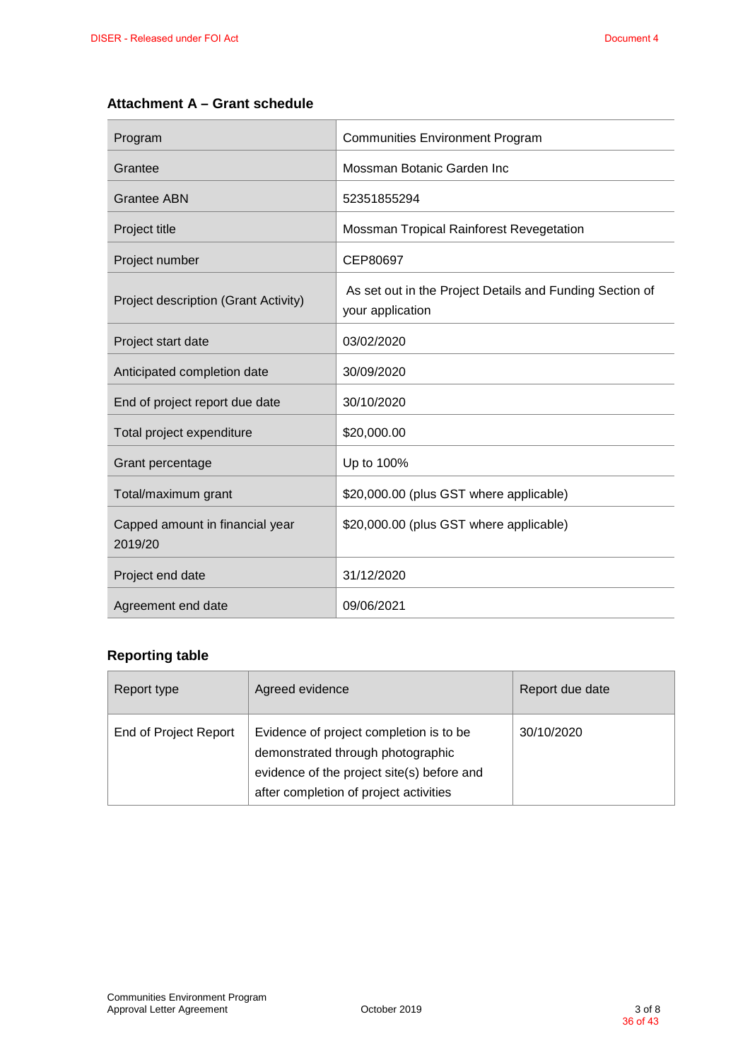## Attachment A – Grant schedule

| Program | Communities Environment Program |
|---|---|
| Grantee | Mossman Botanic Garden Inc |
| Grantee ABN | 52351855294 |
| Project title | Mossman Tropical Rainforest Revegetation |
| Project number | CEP80697 |
| Project description (Grant Activity) | As set out in the Project Details and Funding Section of your application |
| Project start date | 03/02/2020 |
| Anticipated completion date | 30/09/2020 |
| End of project report due date | 30/10/2020 |
| Total project expenditure | $20,000.00 |
| Grant percentage | Up to 100% |
| Total/maximum grant | $20,000.00 (plus GST where applicable) |
| Capped amount in financial year 2019/20 | $20,000.00 (plus GST where applicable) |
| Project end date | 31/12/2020 |
| Agreement end date | 09/06/2021 |

### Reporting table

| Report type | Agreed evidence | Report due date |
|---|---|---|
| End of Project Report | Evidence of project completion is to be demonstrated through photographic evidence of the project site(s) before and after completion of project activities | 30/10/2020 |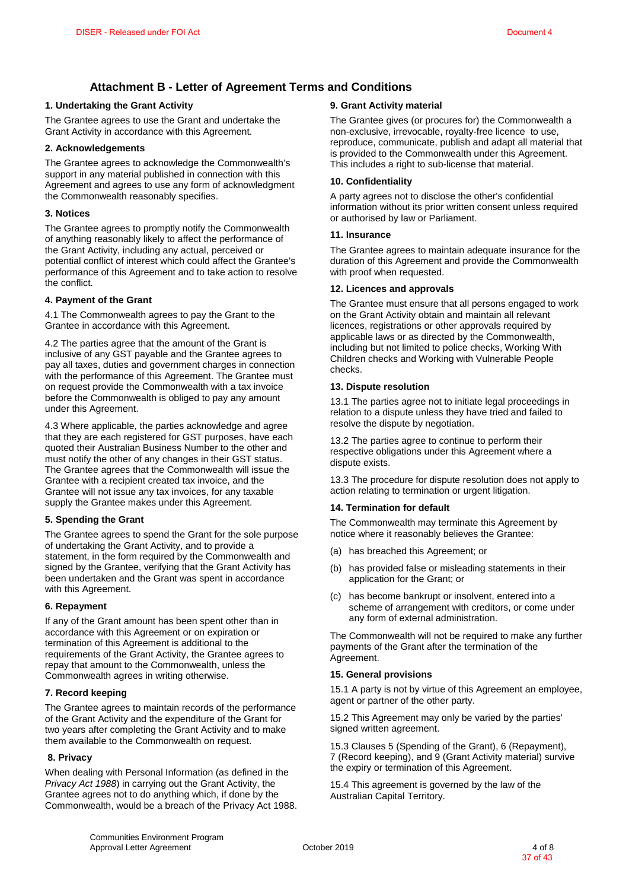# Attachment B - Letter of Agreement Terms and Conditions

### 1. Undertaking the Grant Activity

The Grantee agrees to use the Grant and undertake the Grant Activity in accordance with this Agreement.

### 2. Acknowledgements

The Grantee agrees to acknowledge the Commonwealth's support in any material published in connection with this Agreement and agrees to use any form of acknowledgment the Commonwealth reasonably specifies.

### 3. Notices

The Grantee agrees to promptly notify the Commonwealth of anything reasonably likely to affect the performance of the Grant Activity, including any actual, perceived or potential conflict of interest which could affect the Grantee's performance of this Agreement and to take action to resolve the conflict.

### 4. Payment of the Grant

4.1 The Commonwealth agrees to pay the Grant to the Grantee in accordance with this Agreement.

4.2 The parties agree that the amount of the Grant is inclusive of any GST payable and the Grantee agrees to pay all taxes, duties and government charges in connection with the performance of this Agreement. The Grantee must on request provide the Commonwealth with a tax invoice before the Commonwealth is obliged to pay any amount under this Agreement.

4.3 Where applicable, the parties acknowledge and agree that they are each registered for GST purposes, have each quoted their Australian Business Number to the other and must notify the other of any changes in their GST status. The Grantee agrees that the Commonwealth will issue the Grantee with a recipient created tax invoice, and the Grantee will not issue any tax invoices, for any taxable supply the Grantee makes under this Agreement.

### 5. Spending the Grant

The Grantee agrees to spend the Grant for the sole purpose of undertaking the Grant Activity, and to provide a statement, in the form required by the Commonwealth and signed by the Grantee, verifying that the Grant Activity has been undertaken and the Grant was spent in accordance with this Agreement.

### 6. Repayment

If any of the Grant amount has been spent other than in accordance with this Agreement or on expiration or termination of this Agreement is additional to the requirements of the Grant Activity, the Grantee agrees to repay that amount to the Commonwealth, unless the Commonwealth agrees in writing otherwise.

### 7. Record keeping

The Grantee agrees to maintain records of the performance of the Grant Activity and the expenditure of the Grant for two years after completing the Grant Activity and to make them available to the Commonwealth on request.

### 8. Privacy

When dealing with Personal Information (as defined in the *Privacy Act 1988*) in carrying out the Grant Activity, the Grantee agrees not to do anything which, if done by the Commonwealth, would be a breach of the Privacy Act 1988.

### 9. Grant Activity material

The Grantee gives (or procures for) the Commonwealth a non-exclusive, irrevocable, royalty-free licence to use, reproduce, communicate, publish and adapt all material that is provided to the Commonwealth under this Agreement. This includes a right to sub-license that material.

### 10. Confidentiality

A party agrees not to disclose the other's confidential information without its prior written consent unless required or authorised by law or Parliament.

### 11. Insurance

The Grantee agrees to maintain adequate insurance for the duration of this Agreement and provide the Commonwealth with proof when requested.

### 12. Licences and approvals

The Grantee must ensure that all persons engaged to work on the Grant Activity obtain and maintain all relevant licences, registrations or other approvals required by applicable laws or as directed by the Commonwealth, including but not limited to police checks, Working With Children checks and Working with Vulnerable People checks.

### 13. Dispute resolution

13.1 The parties agree not to initiate legal proceedings in relation to a dispute unless they have tried and failed to resolve the dispute by negotiation.

13.2 The parties agree to continue to perform their respective obligations under this Agreement where a dispute exists.

13.3 The procedure for dispute resolution does not apply to action relating to termination or urgent litigation.

### 14. Termination for default

The Commonwealth may terminate this Agreement by notice where it reasonably believes the Grantee:

(a) has breached this Agreement; or

(b) has provided false or misleading statements in their application for the Grant; or

(c) has become bankrupt or insolvent, entered into a scheme of arrangement with creditors, or come under any form of external administration.

The Commonwealth will not be required to make any further payments of the Grant after the termination of the Agreement.

### 15. General provisions

15.1 A party is not by virtue of this Agreement an employee, agent or partner of the other party.

15.2 This Agreement may only be varied by the parties' signed written agreement.

15.3 Clauses 5 (Spending of the Grant), 6 (Repayment), 7 (Record keeping), and 9 (Grant Activity material) survive the expiry or termination of this Agreement.

15.4 This agreement is governed by the law of the Australian Capital Territory.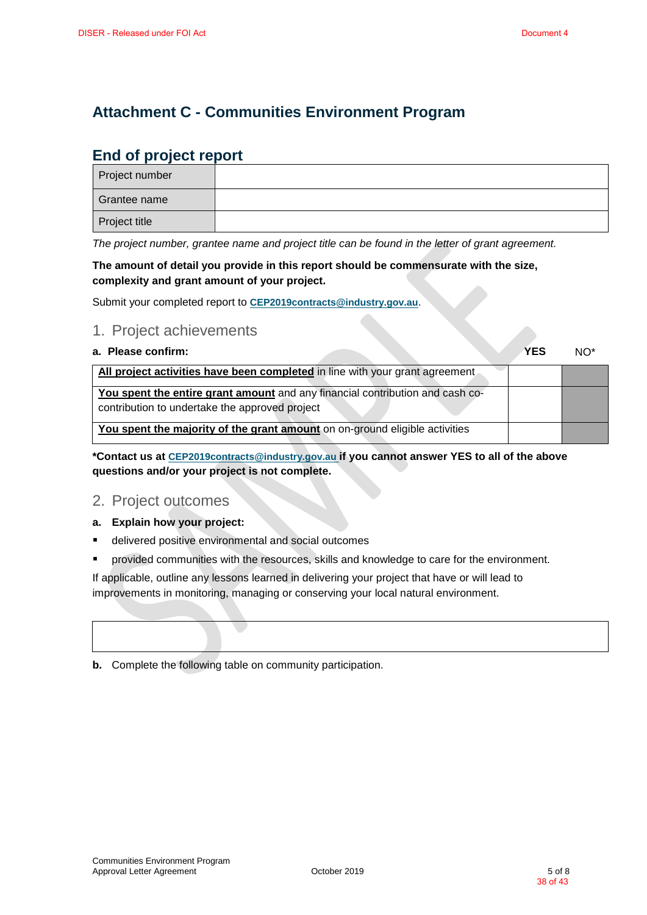## Attachment C - Communities Environment Program

## End of project report

| Project number | |
|---|---|
| Grantee name | |
| Project title | |

*The project number, grantee name and project title can be found in the letter of grant agreement.*

**The amount of detail you provide in this report should be commensurate with the size, complexity and grant amount of your project.**

Submit your completed report to **CEP2019contracts@industry.gov.au**.

### 1. Project achievements

**a. Please confirm:**

| | **YES** | NO* |
|---|---|---|
| **All project activities have been completed** in line with your grant agreement | | |
| **You spent the entire grant amount** and any financial contribution and cash co-contribution to undertake the approved project | | |
| **You spent the majority of the grant amount** on on-ground eligible activities | | |

**\*Contact us at CEP2019contracts@industry.gov.au if you cannot answer YES to all of the above questions and/or your project is not complete.**

### 2. Project outcomes

**a. Explain how your project:**

- delivered positive environmental and social outcomes
- provided communities with the resources, skills and knowledge to care for the environment.

If applicable, outline any lessons learned in delivering your project that have or will lead to improvements in monitoring, managing or conserving your local natural environment.

| |
|---|
| |

**b.** Complete the following table on community participation.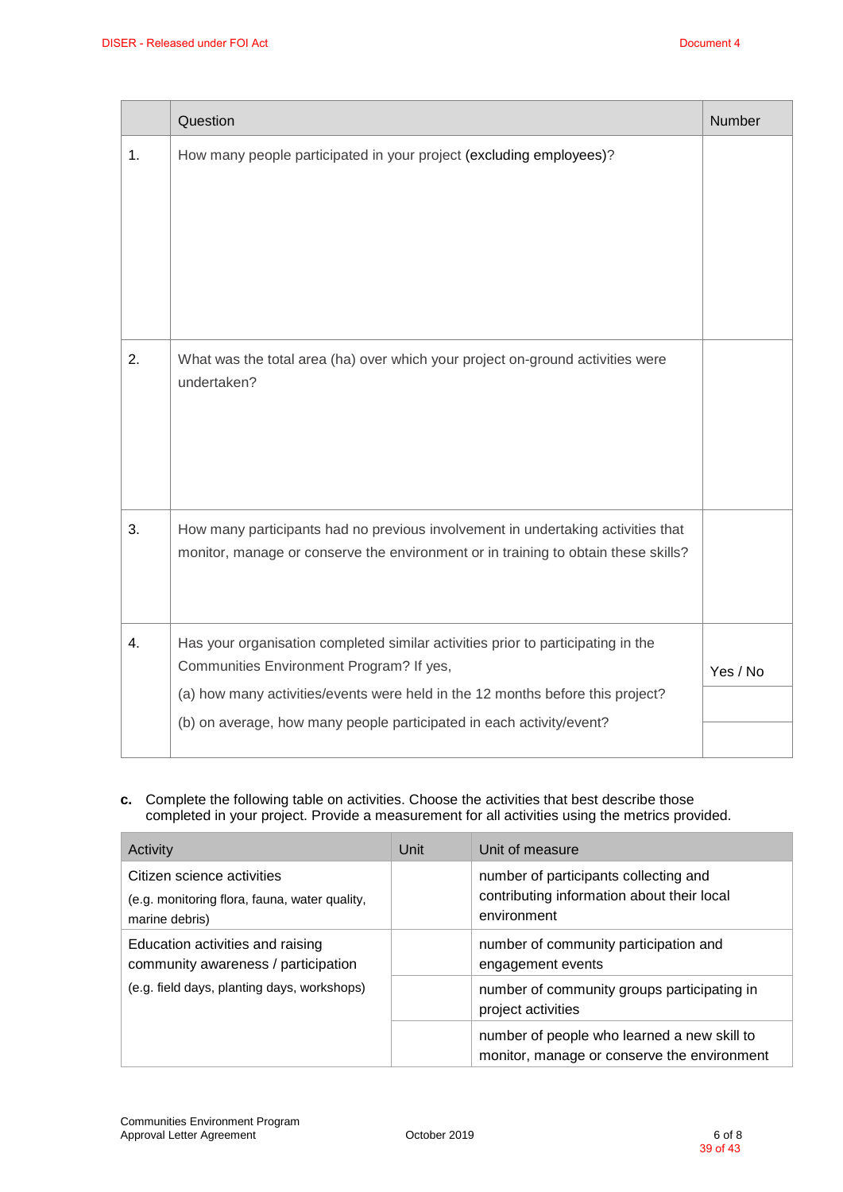|  | Question | Number |
|---|---|---|
| 1. | How many people participated in your project (excluding employees)? |  |
| 2. | What was the total area (ha) over which your project on-ground activities were undertaken? |  |
| 3. | How many participants had no previous involvement in undertaking activities that monitor, manage or conserve the environment or in training to obtain these skills? |  |
| 4. | Has your organisation completed similar activities prior to participating in the Communities Environment Program? If yes, | Yes / No |
|  | (a) how many activities/events were held in the 12 months before this project? |  |
|  | (b) on average, how many people participated in each activity/event? |  |

**c.** Complete the following table on activities. Choose the activities that best describe those completed in your project. Provide a measurement for all activities using the metrics provided.

| Activity | Unit | Unit of measure |
|---|---|---|
| Citizen science activities (e.g. monitoring flora, fauna, water quality, marine debris) |  | number of participants collecting and contributing information about their local environment |
| Education activities and raising community awareness / participation (e.g. field days, planting days, workshops) |  | number of community participation and engagement events |
|  |  | number of community groups participating in project activities |
|  |  | number of people who learned a new skill to monitor, manage or conserve the environment |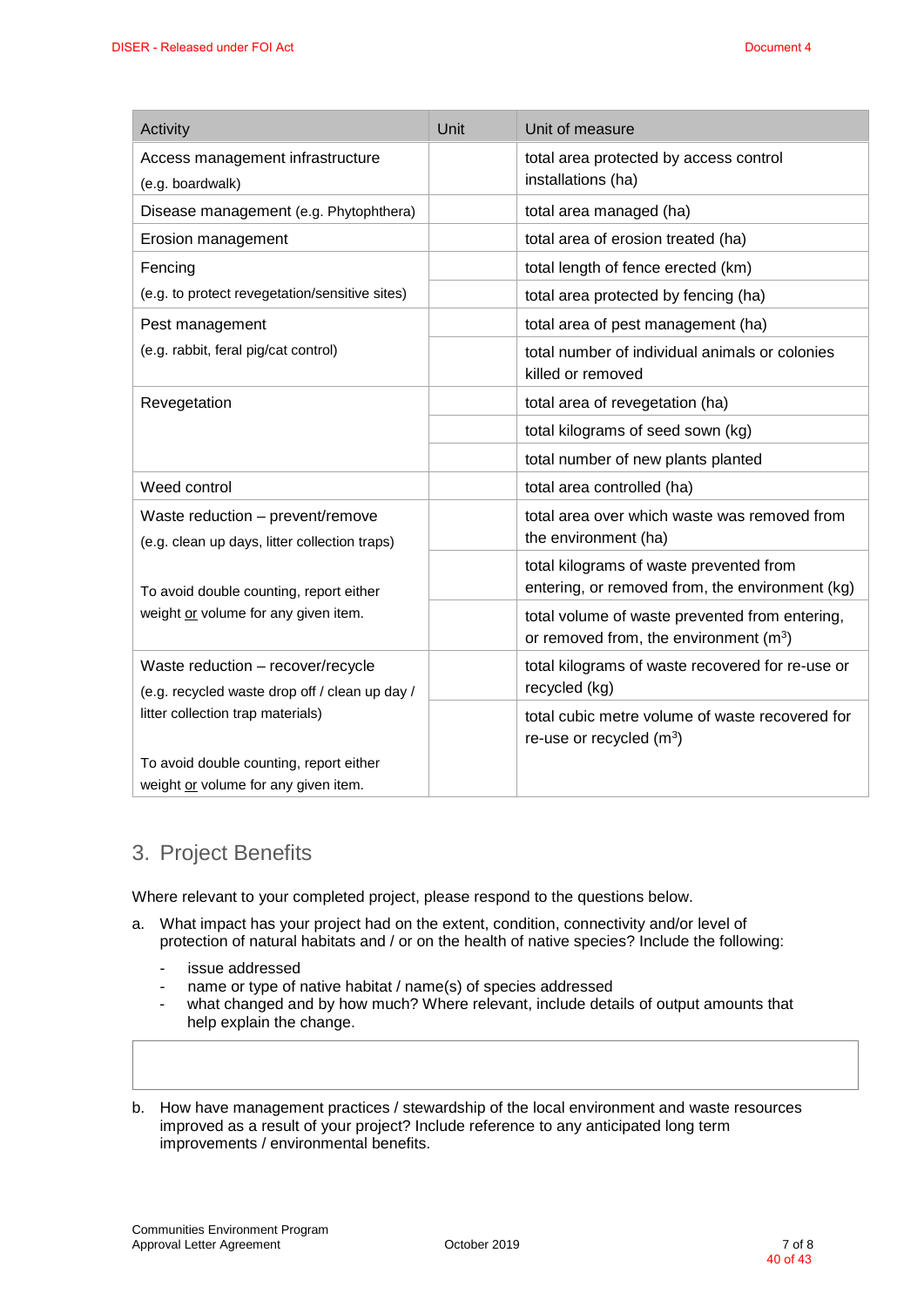| Activity | Unit | Unit of measure |
|---|---|---|
| Access management infrastructure (e.g. boardwalk) | | total area protected by access control installations (ha) |
| Disease management (e.g. Phytophthera) | | total area managed (ha) |
| Erosion management | | total area of erosion treated (ha) |
| Fencing (e.g. to protect revegetation/sensitive sites) | | total length of fence erected (km) |
| | | total area protected by fencing (ha) |
| Pest management (e.g. rabbit, feral pig/cat control) | | total area of pest management (ha) |
| | | total number of individual animals or colonies killed or removed |
| Revegetation | | total area of revegetation (ha) |
| | | total kilograms of seed sown (kg) |
| | | total number of new plants planted |
| Weed control | | total area controlled (ha) |
| Waste reduction – prevent/remove (e.g. clean up days, litter collection traps) To avoid double counting, report either weight or volume for any given item. | | total area over which waste was removed from the environment (ha) |
| | | total kilograms of waste prevented from entering, or removed from, the environment (kg) |
| | | total volume of waste prevented from entering, or removed from, the environment ($m^3$) |
| Waste reduction – recover/recycle (e.g. recycled waste drop off / clean up day / litter collection trap materials) To avoid double counting, report either weight or volume for any given item. | | total kilograms of waste recovered for re-use or recycled (kg) |
| | | total cubic metre volume of waste recovered for re-use or recycled ($m^3$) |

## 3. Project Benefits

Where relevant to your completed project, please respond to the questions below.

a. What impact has your project had on the extent, condition, connectivity and/or level of protection of natural habitats and / or on the health of native species? Include the following:

- issue addressed
- name or type of native habitat / name(s) of species addressed
- what changed and by how much? Where relevant, include details of output amounts that help explain the change.

b. How have management practices / stewardship of the local environment and waste resources improved as a result of your project? Include reference to any anticipated long term improvements / environmental benefits.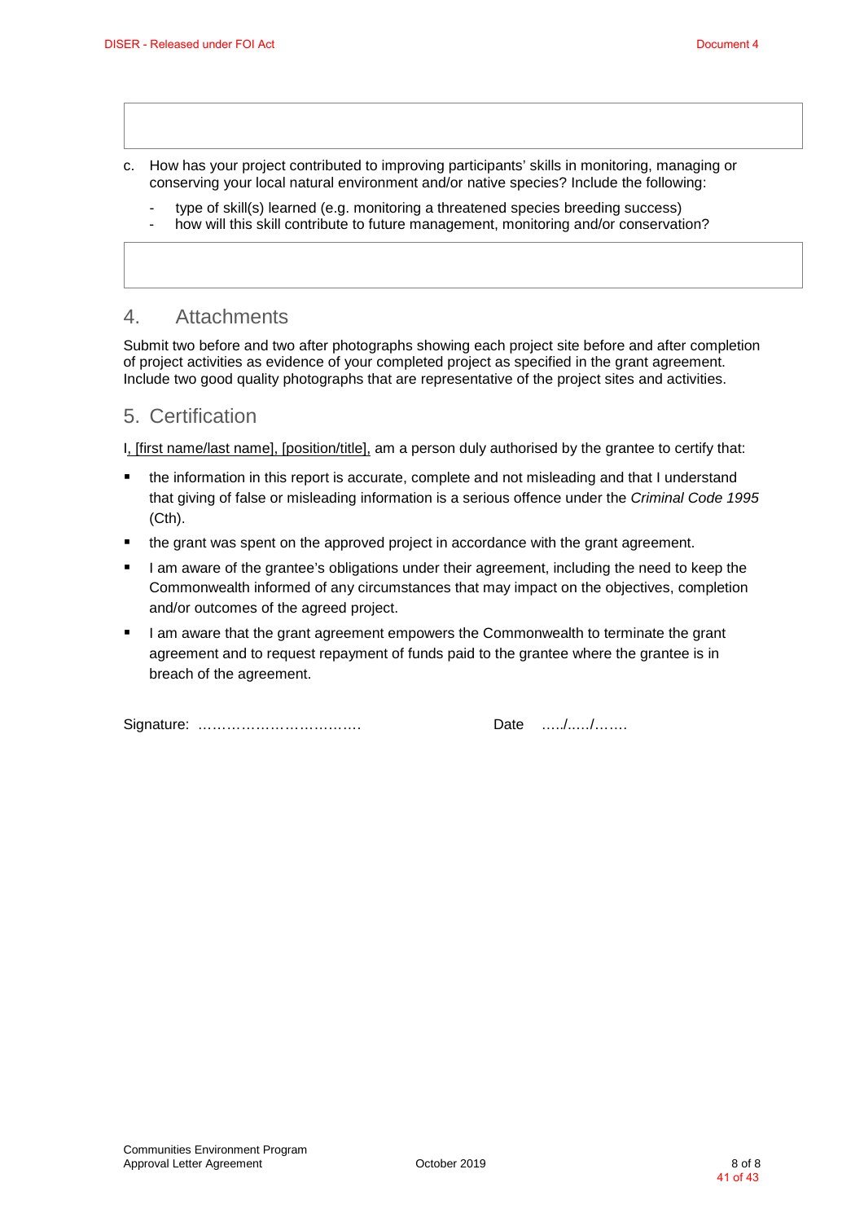c. How has your project contributed to improving participants' skills in monitoring, managing or conserving your local natural environment and/or native species? Include the following:
   - type of skill(s) learned (e.g. monitoring a threatened species breeding success)
   - how will this skill contribute to future management, monitoring and/or conservation?

## 4. Attachments

Submit two before and two after photographs showing each project site before and after completion of project activities as evidence of your completed project as specified in the grant agreement. Include two good quality photographs that are representative of the project sites and activities.

## 5. Certification

I, [first name/last name], [position/title], am a person duly authorised by the grantee to certify that:

- the information in this report is accurate, complete and not misleading and that I understand that giving of false or misleading information is a serious offence under the *Criminal Code 1995* (Cth).
- the grant was spent on the approved project in accordance with the grant agreement.
- I am aware of the grantee's obligations under their agreement, including the need to keep the Commonwealth informed of any circumstances that may impact on the objectives, completion and/or outcomes of the agreed project.
- I am aware that the grant agreement empowers the Commonwealth to terminate the grant agreement and to request repayment of funds paid to the grantee where the grantee is in breach of the agreement.

Signature: ……………………………. Date …../…../…….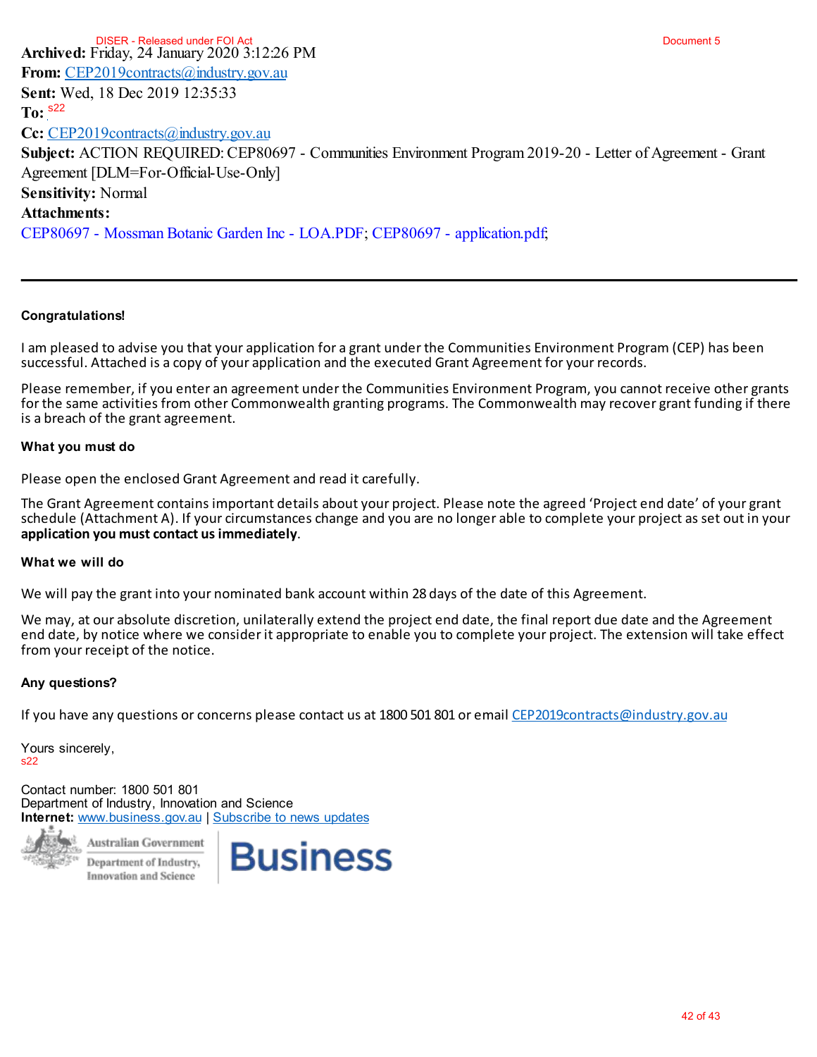DISER - Released under FOI Act

Document 5

**Archived:** Friday, 24 January 2020 3:12:26 PM
**From:** CEP2019contracts@industry.gov.au
**Sent:** Wed, 18 Dec 2019 12:35:33
**To:** s22
**Cc:** CEP2019contracts@industry.gov.au
**Subject:** ACTION REQUIRED: CEP80697 - Communities Environment Program 2019-20 - Letter of Agreement - Grant Agreement [DLM=For-Official-Use-Only]
**Sensitivity:** Normal
**Attachments:**
CEP80697 - Mossman Botanic Garden Inc - LOA.PDF; CEP80697 - application.pdf;

---

**Congratulations!**

I am pleased to advise you that your application for a grant under the Communities Environment Program (CEP) has been successful. Attached is a copy of your application and the executed Grant Agreement for your records.

Please remember, if you enter an agreement under the Communities Environment Program, you cannot receive other grants for the same activities from other Commonwealth granting programs. The Commonwealth may recover grant funding if there is a breach of the grant agreement.

**What you must do**

Please open the enclosed Grant Agreement and read it carefully.

The Grant Agreement contains important details about your project. Please note the agreed 'Project end date' of your grant schedule (Attachment A). If your circumstances change and you are no longer able to complete your project as set out in your **application you must contact us immediately**.

**What we will do**

We will pay the grant into your nominated bank account within 28 days of the date of this Agreement.

We may, at our absolute discretion, unilaterally extend the project end date, the final report due date and the Agreement end date, by notice where we consider it appropriate to enable you to complete your project. The extension will take effect from your receipt of the notice.

**Any questions?**

If you have any questions or concerns please contact us at 1800 501 801 or email CEP2019contracts@industry.gov.au

Yours sincerely,
s22

Contact number: 1800 501 801
Department of Industry, Innovation and Science
**Internet:** www.business.gov.au | Subscribe to news updates

Australian Government
Department of Industry, Innovation and Science
Business